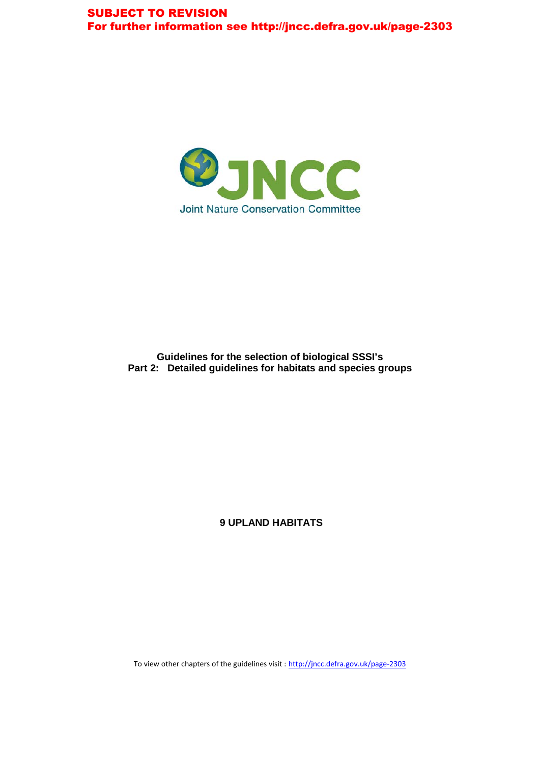**SUBJECT TO REVISION**
**For further information see http://jncc.defra.gov.uk/page-2303**

Joint Nature Conservation Committee

**Guidelines for the selection of biological SSSI's**
**Part 2: Detailed guidelines for habitats and species groups**

# 9 UPLAND HABITATS

To view other chapters of the guidelines visit : http://jncc.defra.gov.uk/page-2303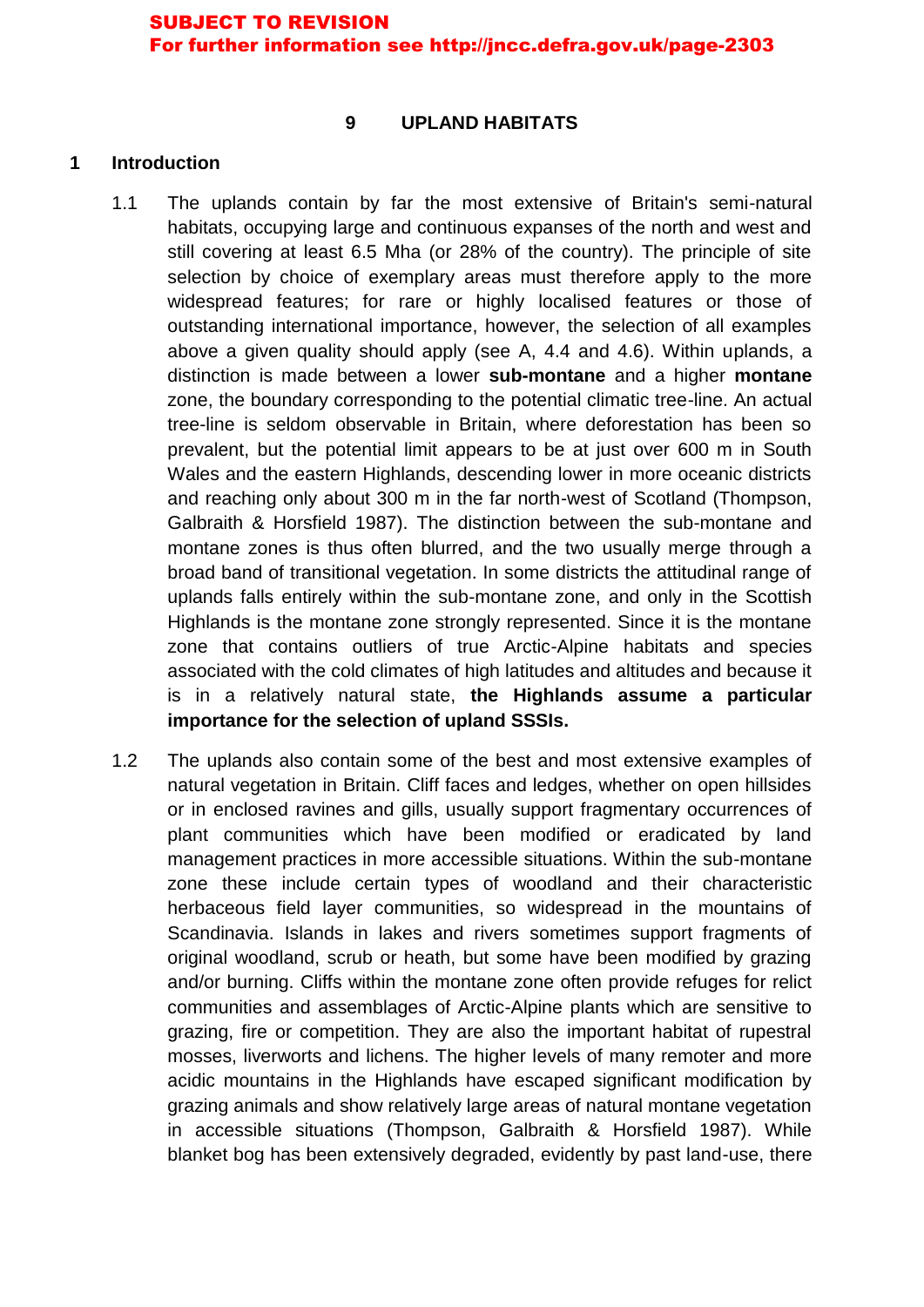**SUBJECT TO REVISION**
**For further information see http://jncc.defra.gov.uk/page-2303**

# 9 UPLAND HABITATS

## 1 Introduction

1.1 The uplands contain by far the most extensive of Britain's semi-natural habitats, occupying large and continuous expanses of the north and west and still covering at least 6.5 Mha (or 28% of the country). The principle of site selection by choice of exemplary areas must therefore apply to the more widespread features; for rare or highly localised features or those of outstanding international importance, however, the selection of all examples above a given quality should apply (see A, 4.4 and 4.6). Within uplands, a distinction is made between a lower **sub-montane** and a higher **montane** zone, the boundary corresponding to the potential climatic tree-line. An actual tree-line is seldom observable in Britain, where deforestation has been so prevalent, but the potential limit appears to be at just over 600 m in South Wales and the eastern Highlands, descending lower in more oceanic districts and reaching only about 300 m in the far north-west of Scotland (Thompson, Galbraith & Horsfield 1987). The distinction between the sub-montane and montane zones is thus often blurred, and the two usually merge through a broad band of transitional vegetation. In some districts the attitudinal range of uplands falls entirely within the sub-montane zone, and only in the Scottish Highlands is the montane zone strongly represented. Since it is the montane zone that contains outliers of true Arctic-Alpine habitats and species associated with the cold climates of high latitudes and altitudes and because it is in a relatively natural state, **the Highlands assume a particular importance for the selection of upland SSSIs.**

1.2 The uplands also contain some of the best and most extensive examples of natural vegetation in Britain. Cliff faces and ledges, whether on open hillsides or in enclosed ravines and gills, usually support fragmentary occurrences of plant communities which have been modified or eradicated by land management practices in more accessible situations. Within the sub-montane zone these include certain types of woodland and their characteristic herbaceous field layer communities, so widespread in the mountains of Scandinavia. Islands in lakes and rivers sometimes support fragments of original woodland, scrub or heath, but some have been modified by grazing and/or burning. Cliffs within the montane zone often provide refuges for relict communities and assemblages of Arctic-Alpine plants which are sensitive to grazing, fire or competition. They are also the important habitat of rupestral mosses, liverworts and lichens. The higher levels of many remoter and more acidic mountains in the Highlands have escaped significant modification by grazing animals and show relatively large areas of natural montane vegetation in accessible situations (Thompson, Galbraith & Horsfield 1987). While blanket bog has been extensively degraded, evidently by past land-use, there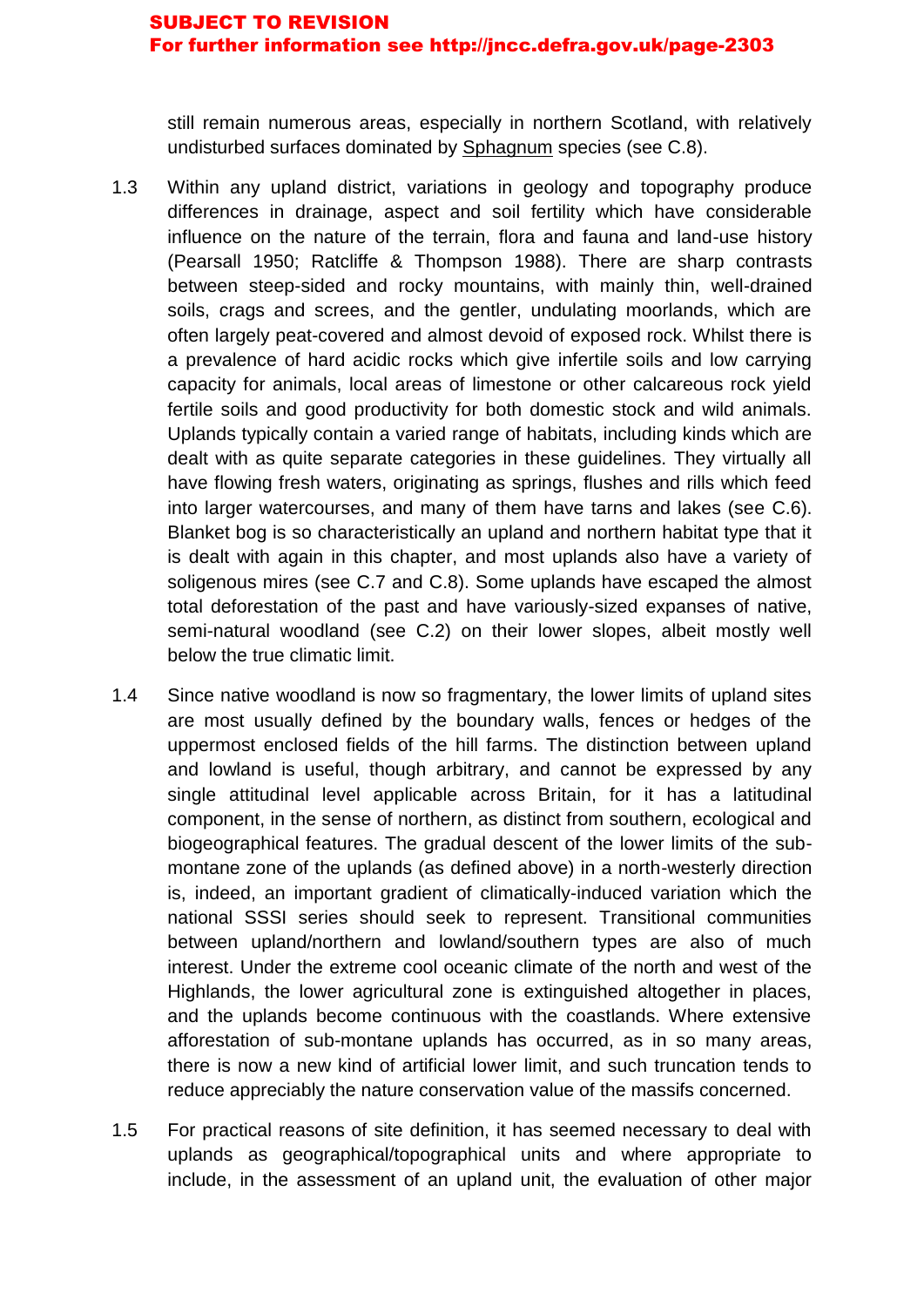still remain numerous areas, especially in northern Scotland, with relatively undisturbed surfaces dominated by Sphagnum species (see C.8).

1.3 Within any upland district, variations in geology and topography produce differences in drainage, aspect and soil fertility which have considerable influence on the nature of the terrain, flora and fauna and land-use history (Pearsall 1950; Ratcliffe & Thompson 1988). There are sharp contrasts between steep-sided and rocky mountains, with mainly thin, well-drained soils, crags and screes, and the gentler, undulating moorlands, which are often largely peat-covered and almost devoid of exposed rock. Whilst there is a prevalence of hard acidic rocks which give infertile soils and low carrying capacity for animals, local areas of limestone or other calcareous rock yield fertile soils and good productivity for both domestic stock and wild animals. Uplands typically contain a varied range of habitats, including kinds which are dealt with as quite separate categories in these guidelines. They virtually all have flowing fresh waters, originating as springs, flushes and rills which feed into larger watercourses, and many of them have tarns and lakes (see C.6). Blanket bog is so characteristically an upland and northern habitat type that it is dealt with again in this chapter, and most uplands also have a variety of soligenous mires (see C.7 and C.8). Some uplands have escaped the almost total deforestation of the past and have variously-sized expanses of native, semi-natural woodland (see C.2) on their lower slopes, albeit mostly well below the true climatic limit.

1.4 Since native woodland is now so fragmentary, the lower limits of upland sites are most usually defined by the boundary walls, fences or hedges of the uppermost enclosed fields of the hill farms. The distinction between upland and lowland is useful, though arbitrary, and cannot be expressed by any single attitudinal level applicable across Britain, for it has a latitudinal component, in the sense of northern, as distinct from southern, ecological and biogeographical features. The gradual descent of the lower limits of the sub-montane zone of the uplands (as defined above) in a north-westerly direction is, indeed, an important gradient of climatically-induced variation which the national SSSI series should seek to represent. Transitional communities between upland/northern and lowland/southern types are also of much interest. Under the extreme cool oceanic climate of the north and west of the Highlands, the lower agricultural zone is extinguished altogether in places, and the uplands become continuous with the coastlands. Where extensive afforestation of sub-montane uplands has occurred, as in so many areas, there is now a new kind of artificial lower limit, and such truncation tends to reduce appreciably the nature conservation value of the massifs concerned.

1.5 For practical reasons of site definition, it has seemed necessary to deal with uplands as geographical/topographical units and where appropriate to include, in the assessment of an upland unit, the evaluation of other major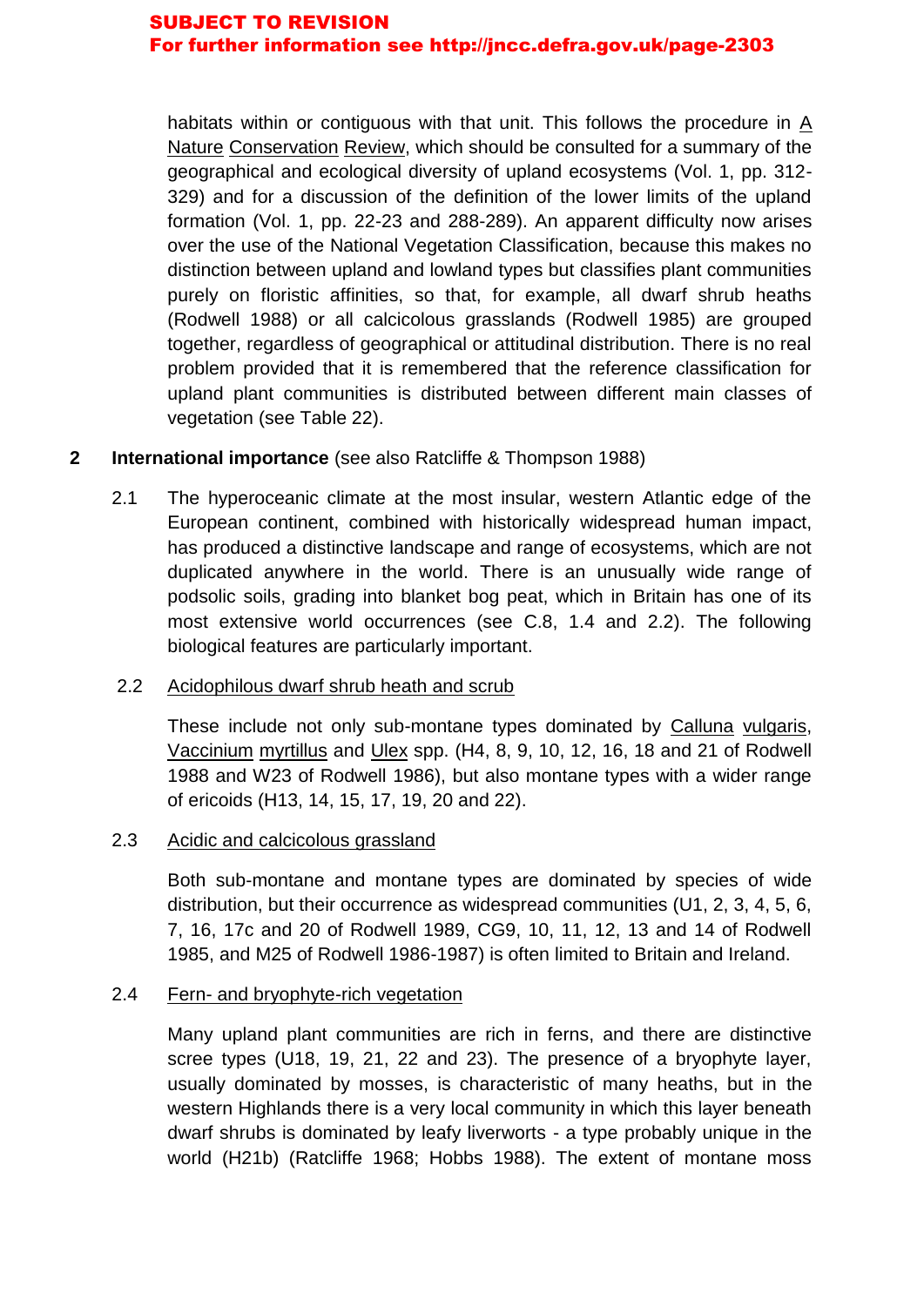habitats within or contiguous with that unit. This follows the procedure in A Nature Conservation Review, which should be consulted for a summary of the geographical and ecological diversity of upland ecosystems (Vol. 1, pp. 312-329) and for a discussion of the definition of the lower limits of the upland formation (Vol. 1, pp. 22-23 and 288-289). An apparent difficulty now arises over the use of the National Vegetation Classification, because this makes no distinction between upland and lowland types but classifies plant communities purely on floristic affinities, so that, for example, all dwarf shrub heaths (Rodwell 1988) or all calcicolous grasslands (Rodwell 1985) are grouped together, regardless of geographical or attitudinal distribution. There is no real problem provided that it is remembered that the reference classification for upland plant communities is distributed between different main classes of vegetation (see Table 22).

## 2 International importance (see also Ratcliffe & Thompson 1988)

2.1 The hyperoceanic climate at the most insular, western Atlantic edge of the European continent, combined with historically widespread human impact, has produced a distinctive landscape and range of ecosystems, which are not duplicated anywhere in the world. There is an unusually wide range of podsolic soils, grading into blanket bog peat, which in Britain has one of its most extensive world occurrences (see C.8, 1.4 and 2.2). The following biological features are particularly important.

2.2 Acidophilous dwarf shrub heath and scrub

These include not only sub-montane types dominated by *Calluna vulgaris*, *Vaccinium myrtillus* and *Ulex* spp. (H4, 8, 9, 10, 12, 16, 18 and 21 of Rodwell 1988 and W23 of Rodwell 1986), but also montane types with a wider range of ericoids (H13, 14, 15, 17, 19, 20 and 22).

2.3 Acidic and calcicolous grassland

Both sub-montane and montane types are dominated by species of wide distribution, but their occurrence as widespread communities (U1, 2, 3, 4, 5, 6, 7, 16, 17c and 20 of Rodwell 1989, CG9, 10, 11, 12, 13 and 14 of Rodwell 1985, and M25 of Rodwell 1986-1987) is often limited to Britain and Ireland.

2.4 Fern- and bryophyte-rich vegetation

Many upland plant communities are rich in ferns, and there are distinctive scree types (U18, 19, 21, 22 and 23). The presence of a bryophyte layer, usually dominated by mosses, is characteristic of many heaths, but in the western Highlands there is a very local community in which this layer beneath dwarf shrubs is dominated by leafy liverworts - a type probably unique in the world (H21b) (Ratcliffe 1968; Hobbs 1988). The extent of montane moss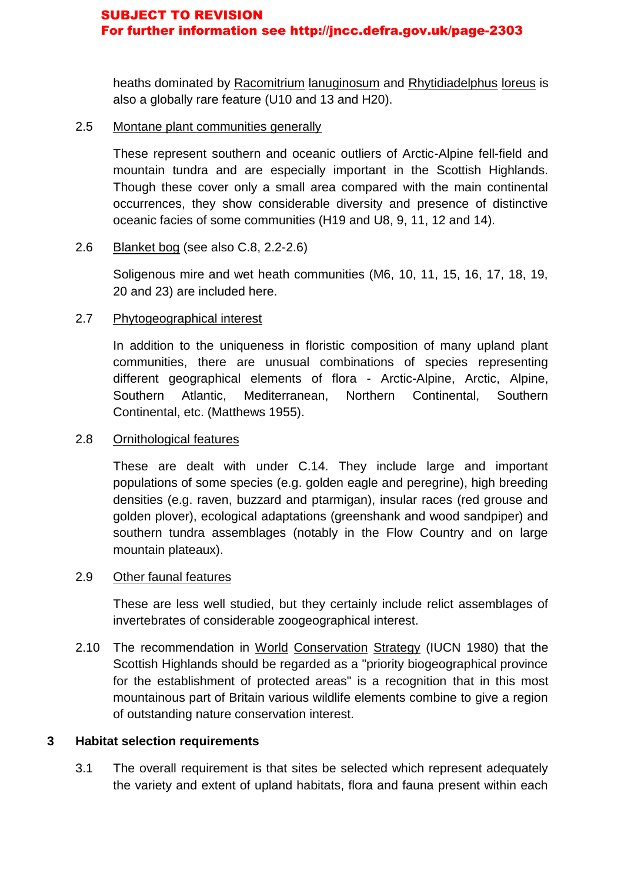heaths dominated by Racomitrium lanuginosum and Rhytidiadelphus loreus is also a globally rare feature (U10 and 13 and H20).

2.5 Montane plant communities generally

These represent southern and oceanic outliers of Arctic-Alpine fell-field and mountain tundra and are especially important in the Scottish Highlands. Though these cover only a small area compared with the main continental occurrences, they show considerable diversity and presence of distinctive oceanic facies of some communities (H19 and U8, 9, 11, 12 and 14).

2.6 Blanket bog (see also C.8, 2.2-2.6)

Soligenous mire and wet heath communities (M6, 10, 11, 15, 16, 17, 18, 19, 20 and 23) are included here.

2.7 Phytogeographical interest

In addition to the uniqueness in floristic composition of many upland plant communities, there are unusual combinations of species representing different geographical elements of flora - Arctic-Alpine, Arctic, Alpine, Southern Atlantic, Mediterranean, Northern Continental, Southern Continental, etc. (Matthews 1955).

2.8 Ornithological features

These are dealt with under C.14. They include large and important populations of some species (e.g. golden eagle and peregrine), high breeding densities (e.g. raven, buzzard and ptarmigan), insular races (red grouse and golden plover), ecological adaptations (greenshank and wood sandpiper) and southern tundra assemblages (notably in the Flow Country and on large mountain plateaux).

2.9 Other faunal features

These are less well studied, but they certainly include relict assemblages of invertebrates of considerable zoogeographical interest.

2.10 The recommendation in World Conservation Strategy (IUCN 1980) that the Scottish Highlands should be regarded as a "priority biogeographical province for the establishment of protected areas" is a recognition that in this most mountainous part of Britain various wildlife elements combine to give a region of outstanding nature conservation interest.

## 3 Habitat selection requirements

3.1 The overall requirement is that sites be selected which represent adequately the variety and extent of upland habitats, flora and fauna present within each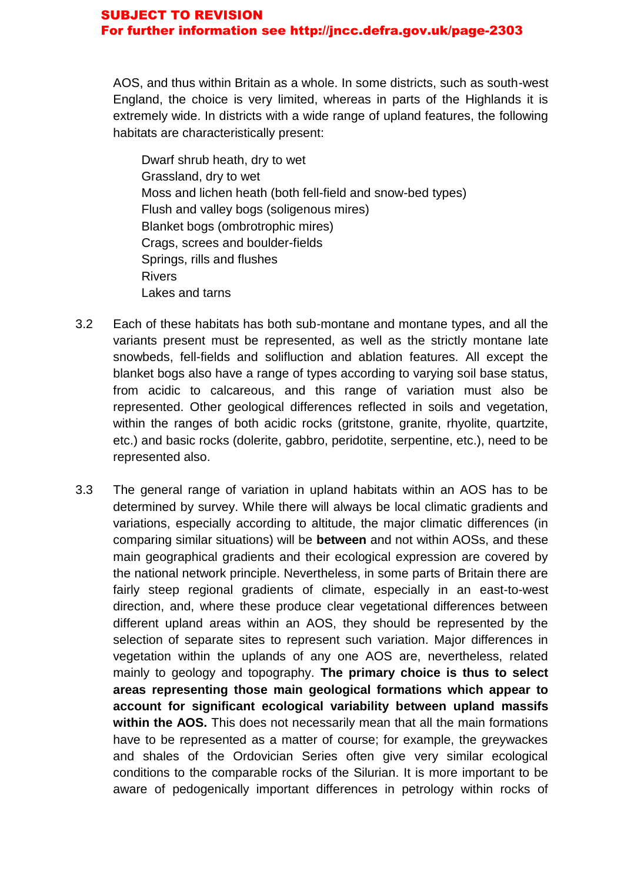AOS, and thus within Britain as a whole. In some districts, such as south-west England, the choice is very limited, whereas in parts of the Highlands it is extremely wide. In districts with a wide range of upland features, the following habitats are characteristically present:

Dwarf shrub heath, dry to wet
Grassland, dry to wet
Moss and lichen heath (both fell-field and snow-bed types)
Flush and valley bogs (soligenous mires)
Blanket bogs (ombrotrophic mires)
Crags, screes and boulder-fields
Springs, rills and flushes
Rivers
Lakes and tarns

3.2 Each of these habitats has both sub-montane and montane types, and all the variants present must be represented, as well as the strictly montane late snowbeds, fell-fields and solifluction and ablation features. All except the blanket bogs also have a range of types according to varying soil base status, from acidic to calcareous, and this range of variation must also be represented. Other geological differences reflected in soils and vegetation, within the ranges of both acidic rocks (gritstone, granite, rhyolite, quartzite, etc.) and basic rocks (dolerite, gabbro, peridotite, serpentine, etc.), need to be represented also.

3.3 The general range of variation in upland habitats within an AOS has to be determined by survey. While there will always be local climatic gradients and variations, especially according to altitude, the major climatic differences (in comparing similar situations) will be **between** and not within AOSs, and these main geographical gradients and their ecological expression are covered by the national network principle. Nevertheless, in some parts of Britain there are fairly steep regional gradients of climate, especially in an east-to-west direction, and, where these produce clear vegetational differences between different upland areas within an AOS, they should be represented by the selection of separate sites to represent such variation. Major differences in vegetation within the uplands of any one AOS are, nevertheless, related mainly to geology and topography. **The primary choice is thus to select areas representing those main geological formations which appear to account for significant ecological variability between upland massifs within the AOS.** This does not necessarily mean that all the main formations have to be represented as a matter of course; for example, the greywackes and shales of the Ordovician Series often give very similar ecological conditions to the comparable rocks of the Silurian. It is more important to be aware of pedogenically important differences in petrology within rocks of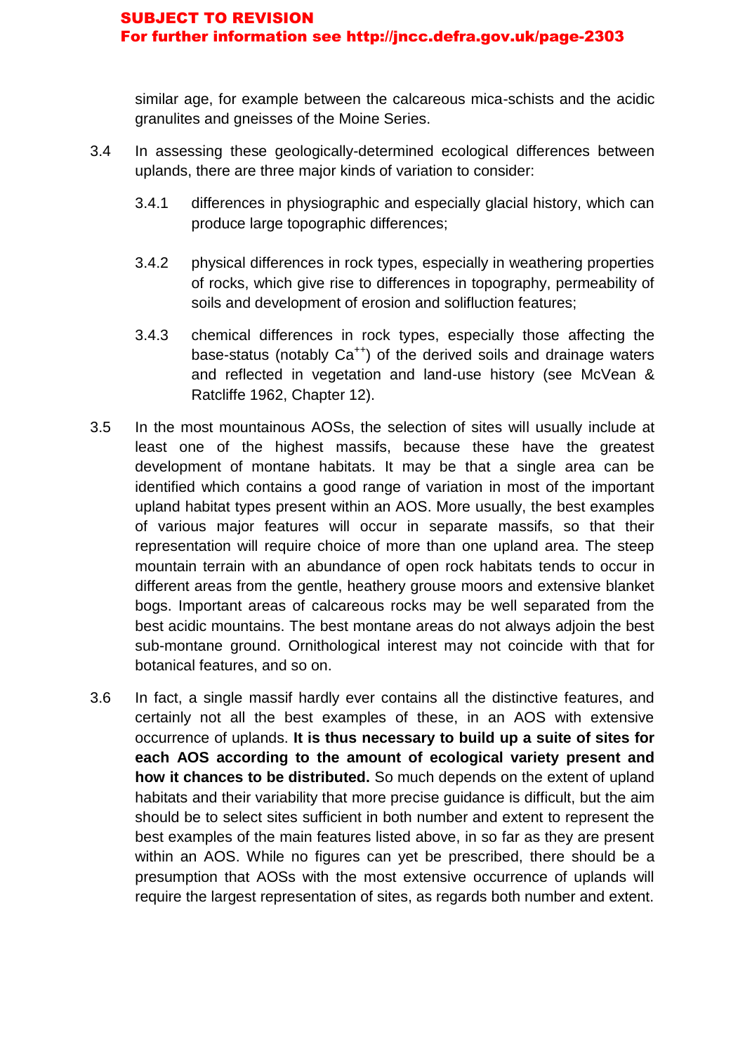similar age, for example between the calcareous mica-schists and the acidic granulites and gneisses of the Moine Series.

3.4 In assessing these geologically-determined ecological differences between uplands, there are three major kinds of variation to consider:

3.4.1 differences in physiographic and especially glacial history, which can produce large topographic differences;

3.4.2 physical differences in rock types, especially in weathering properties of rocks, which give rise to differences in topography, permeability of soils and development of erosion and solifluction features;

3.4.3 chemical differences in rock types, especially those affecting the base-status (notably $Ca^{++}$) of the derived soils and drainage waters and reflected in vegetation and land-use history (see McVean & Ratcliffe 1962, Chapter 12).

3.5 In the most mountainous AOSs, the selection of sites will usually include at least one of the highest massifs, because these have the greatest development of montane habitats. It may be that a single area can be identified which contains a good range of variation in most of the important upland habitat types present within an AOS. More usually, the best examples of various major features will occur in separate massifs, so that their representation will require choice of more than one upland area. The steep mountain terrain with an abundance of open rock habitats tends to occur in different areas from the gentle, heathery grouse moors and extensive blanket bogs. Important areas of calcareous rocks may be well separated from the best acidic mountains. The best montane areas do not always adjoin the best sub-montane ground. Ornithological interest may not coincide with that for botanical features, and so on.

3.6 In fact, a single massif hardly ever contains all the distinctive features, and certainly not all the best examples of these, in an AOS with extensive occurrence of uplands. **It is thus necessary to build up a suite of sites for each AOS according to the amount of ecological variety present and how it chances to be distributed.** So much depends on the extent of upland habitats and their variability that more precise guidance is difficult, but the aim should be to select sites sufficient in both number and extent to represent the best examples of the main features listed above, in so far as they are present within an AOS. While no figures can yet be prescribed, there should be a presumption that AOSs with the most extensive occurrence of uplands will require the largest representation of sites, as regards both number and extent.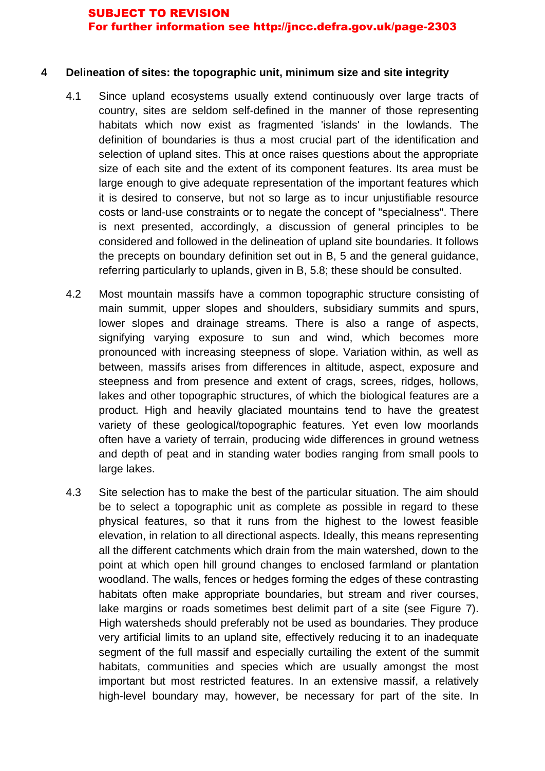## 4 Delineation of sites: the topographic unit, minimum size and site integrity

4.1 Since upland ecosystems usually extend continuously over large tracts of country, sites are seldom self-defined in the manner of those representing habitats which now exist as fragmented 'islands' in the lowlands. The definition of boundaries is thus a most crucial part of the identification and selection of upland sites. This at once raises questions about the appropriate size of each site and the extent of its component features. Its area must be large enough to give adequate representation of the important features which it is desired to conserve, but not so large as to incur unjustifiable resource costs or land-use constraints or to negate the concept of "specialness". There is next presented, accordingly, a discussion of general principles to be considered and followed in the delineation of upland site boundaries. It follows the precepts on boundary definition set out in B, 5 and the general guidance, referring particularly to uplands, given in B, 5.8; these should be consulted.

4.2 Most mountain massifs have a common topographic structure consisting of main summit, upper slopes and shoulders, subsidiary summits and spurs, lower slopes and drainage streams. There is also a range of aspects, signifying varying exposure to sun and wind, which becomes more pronounced with increasing steepness of slope. Variation within, as well as between, massifs arises from differences in altitude, aspect, exposure and steepness and from presence and extent of crags, screes, ridges, hollows, lakes and other topographic structures, of which the biological features are a product. High and heavily glaciated mountains tend to have the greatest variety of these geological/topographic features. Yet even low moorlands often have a variety of terrain, producing wide differences in ground wetness and depth of peat and in standing water bodies ranging from small pools to large lakes.

4.3 Site selection has to make the best of the particular situation. The aim should be to select a topographic unit as complete as possible in regard to these physical features, so that it runs from the highest to the lowest feasible elevation, in relation to all directional aspects. Ideally, this means representing all the different catchments which drain from the main watershed, down to the point at which open hill ground changes to enclosed farmland or plantation woodland. The walls, fences or hedges forming the edges of these contrasting habitats often make appropriate boundaries, but stream and river courses, lake margins or roads sometimes best delimit part of a site (see Figure 7). High watersheds should preferably not be used as boundaries. They produce very artificial limits to an upland site, effectively reducing it to an inadequate segment of the full massif and especially curtailing the extent of the summit habitats, communities and species which are usually amongst the most important but most restricted features. In an extensive massif, a relatively high-level boundary may, however, be necessary for part of the site. In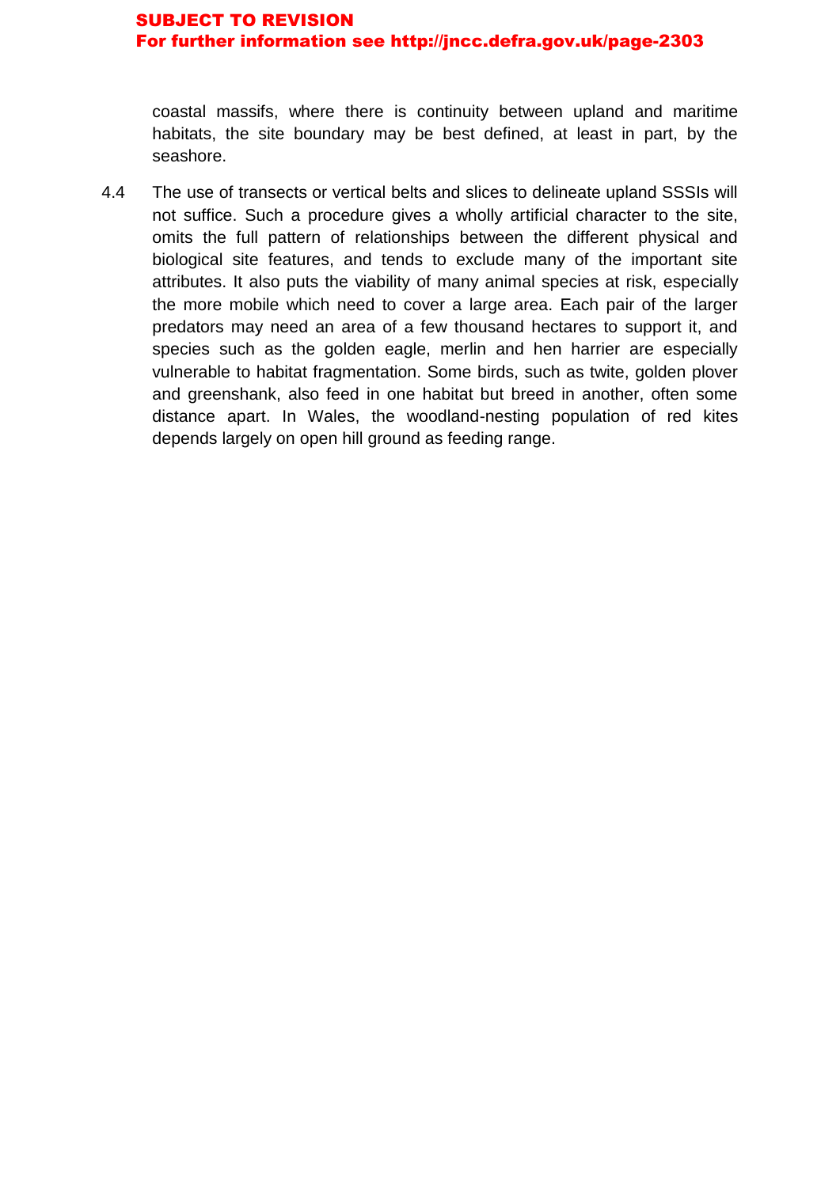coastal massifs, where there is continuity between upland and maritime habitats, the site boundary may be best defined, at least in part, by the seashore.

4.4 The use of transects or vertical belts and slices to delineate upland SSSIs will not suffice. Such a procedure gives a wholly artificial character to the site, omits the full pattern of relationships between the different physical and biological site features, and tends to exclude many of the important site attributes. It also puts the viability of many animal species at risk, especially the more mobile which need to cover a large area. Each pair of the larger predators may need an area of a few thousand hectares to support it, and species such as the golden eagle, merlin and hen harrier are especially vulnerable to habitat fragmentation. Some birds, such as twite, golden plover and greenshank, also feed in one habitat but breed in another, often some distance apart. In Wales, the woodland-nesting population of red kites depends largely on open hill ground as feeding range.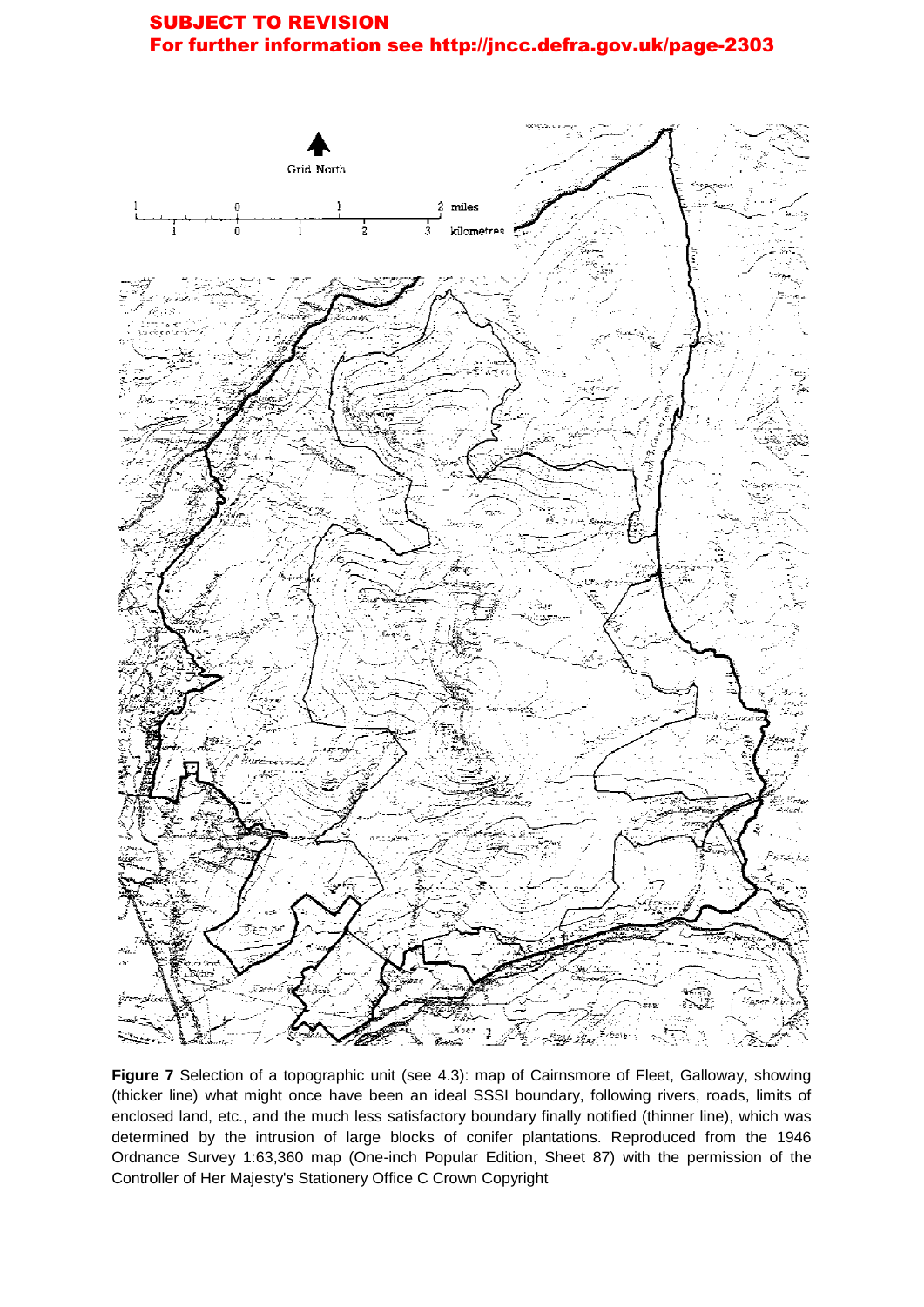**SUBJECT TO REVISION**
**For further information see http://jncc.defra.gov.uk/page-2303**

**Figure 7** Selection of a topographic unit (see 4.3): map of Cairnsmore of Fleet, Galloway, showing (thicker line) what might once have been an ideal SSSI boundary, following rivers, roads, limits of enclosed land, etc., and the much less satisfactory boundary finally notified (thinner line), which was determined by the intrusion of large blocks of conifer plantations. Reproduced from the 1946 Ordnance Survey 1:63,360 map (One-inch Popular Edition, Sheet 87) with the permission of the Controller of Her Majesty's Stationery Office C Crown Copyright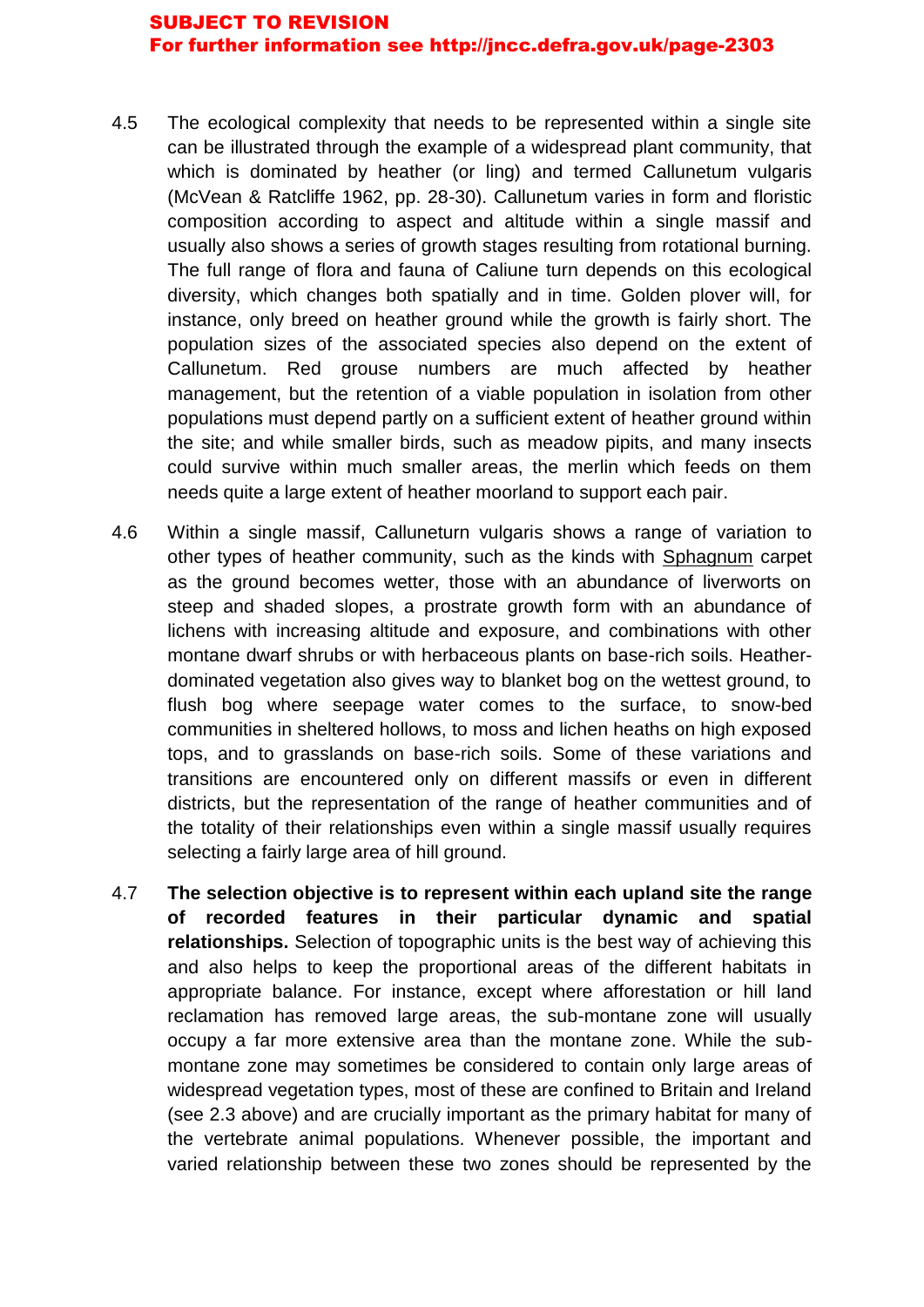4.5 The ecological complexity that needs to be represented within a single site can be illustrated through the example of a widespread plant community, that which is dominated by heather (or ling) and termed Callunetum vulgaris (McVean & Ratcliffe 1962, pp. 28-30). Callunetum varies in form and floristic composition according to aspect and altitude within a single massif and usually also shows a series of growth stages resulting from rotational burning. The full range of flora and fauna of Caliune turn depends on this ecological diversity, which changes both spatially and in time. Golden plover will, for instance, only breed on heather ground while the growth is fairly short. The population sizes of the associated species also depend on the extent of Callunetum. Red grouse numbers are much affected by heather management, but the retention of a viable population in isolation from other populations must depend partly on a sufficient extent of heather ground within the site; and while smaller birds, such as meadow pipits, and many insects could survive within much smaller areas, the merlin which feeds on them needs quite a large extent of heather moorland to support each pair.

4.6 Within a single massif, Calluneturn vulgaris shows a range of variation to other types of heather community, such as the kinds with Sphagnum carpet as the ground becomes wetter, those with an abundance of liverworts on steep and shaded slopes, a prostrate growth form with an abundance of lichens with increasing altitude and exposure, and combinations with other montane dwarf shrubs or with herbaceous plants on base-rich soils. Heather-dominated vegetation also gives way to blanket bog on the wettest ground, to flush bog where seepage water comes to the surface, to snow-bed communities in sheltered hollows, to moss and lichen heaths on high exposed tops, and to grasslands on base-rich soils. Some of these variations and transitions are encountered only on different massifs or even in different districts, but the representation of the range of heather communities and of the totality of their relationships even within a single massif usually requires selecting a fairly large area of hill ground.

4.7 **The selection objective is to represent within each upland site the range of recorded features in their particular dynamic and spatial relationships.** Selection of topographic units is the best way of achieving this and also helps to keep the proportional areas of the different habitats in appropriate balance. For instance, except where afforestation or hill land reclamation has removed large areas, the sub-montane zone will usually occupy a far more extensive area than the montane zone. While the sub-montane zone may sometimes be considered to contain only large areas of widespread vegetation types, most of these are confined to Britain and Ireland (see 2.3 above) and are crucially important as the primary habitat for many of the vertebrate animal populations. Whenever possible, the important and varied relationship between these two zones should be represented by the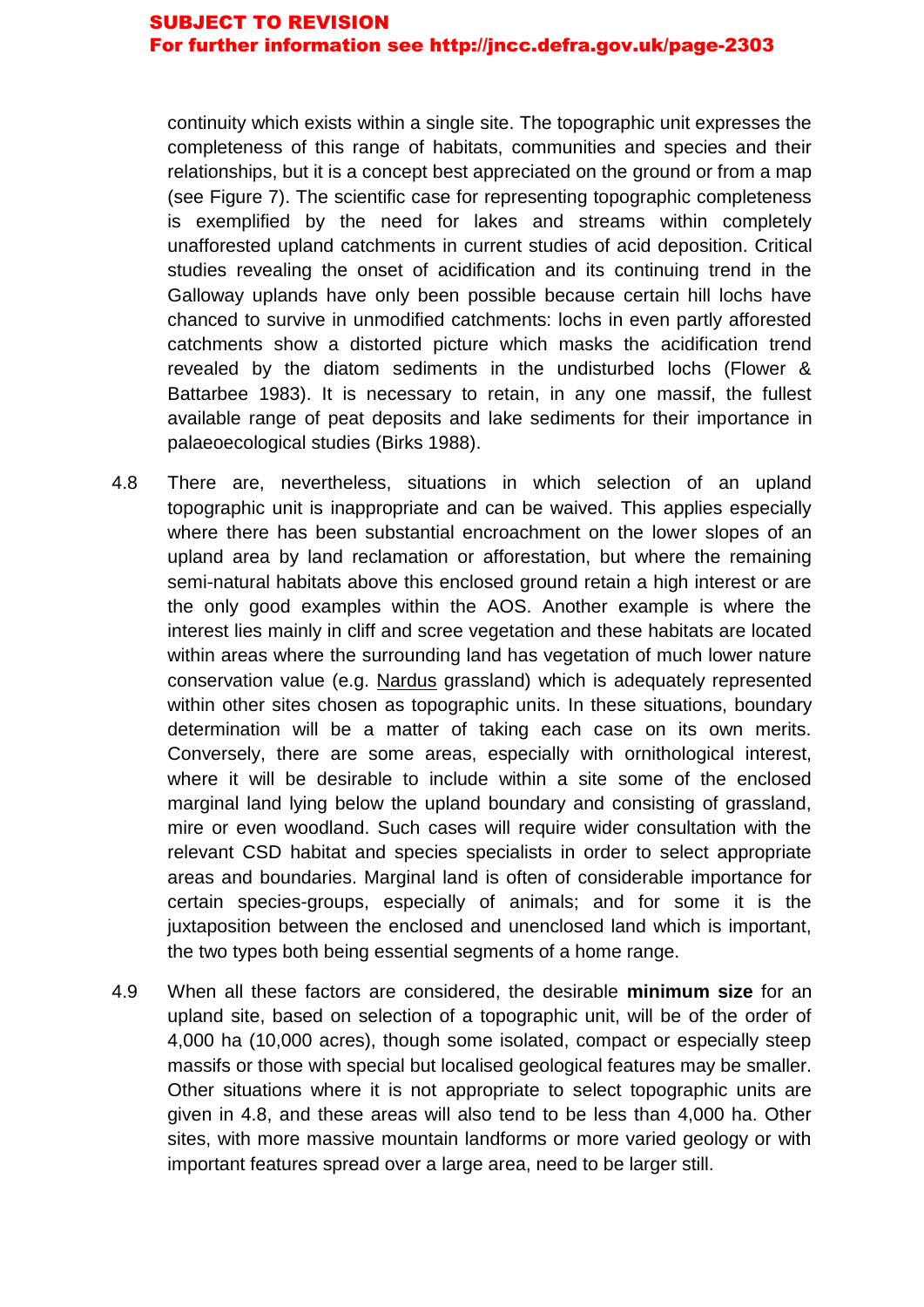continuity which exists within a single site. The topographic unit expresses the completeness of this range of habitats, communities and species and their relationships, but it is a concept best appreciated on the ground or from a map (see Figure 7). The scientific case for representing topographic completeness is exemplified by the need for lakes and streams within completely unafforested upland catchments in current studies of acid deposition. Critical studies revealing the onset of acidification and its continuing trend in the Galloway uplands have only been possible because certain hill lochs have chanced to survive in unmodified catchments: lochs in even partly afforested catchments show a distorted picture which masks the acidification trend revealed by the diatom sediments in the undisturbed lochs (Flower & Battarbee 1983). It is necessary to retain, in any one massif, the fullest available range of peat deposits and lake sediments for their importance in palaeoecological studies (Birks 1988).

4.8 There are, nevertheless, situations in which selection of an upland topographic unit is inappropriate and can be waived. This applies especially where there has been substantial encroachment on the lower slopes of an upland area by land reclamation or afforestation, but where the remaining semi-natural habitats above this enclosed ground retain a high interest or are the only good examples within the AOS. Another example is where the interest lies mainly in cliff and scree vegetation and these habitats are located within areas where the surrounding land has vegetation of much lower nature conservation value (e.g. Nardus grassland) which is adequately represented within other sites chosen as topographic units. In these situations, boundary determination will be a matter of taking each case on its own merits. Conversely, there are some areas, especially with ornithological interest, where it will be desirable to include within a site some of the enclosed marginal land lying below the upland boundary and consisting of grassland, mire or even woodland. Such cases will require wider consultation with the relevant CSD habitat and species specialists in order to select appropriate areas and boundaries. Marginal land is often of considerable importance for certain species-groups, especially of animals; and for some it is the juxtaposition between the enclosed and unenclosed land which is important, the two types both being essential segments of a home range.

4.9 When all these factors are considered, the desirable **minimum size** for an upland site, based on selection of a topographic unit, will be of the order of 4,000 ha (10,000 acres), though some isolated, compact or especially steep massifs or those with special but localised geological features may be smaller. Other situations where it is not appropriate to select topographic units are given in 4.8, and these areas will also tend to be less than 4,000 ha. Other sites, with more massive mountain landforms or more varied geology or with important features spread over a large area, need to be larger still.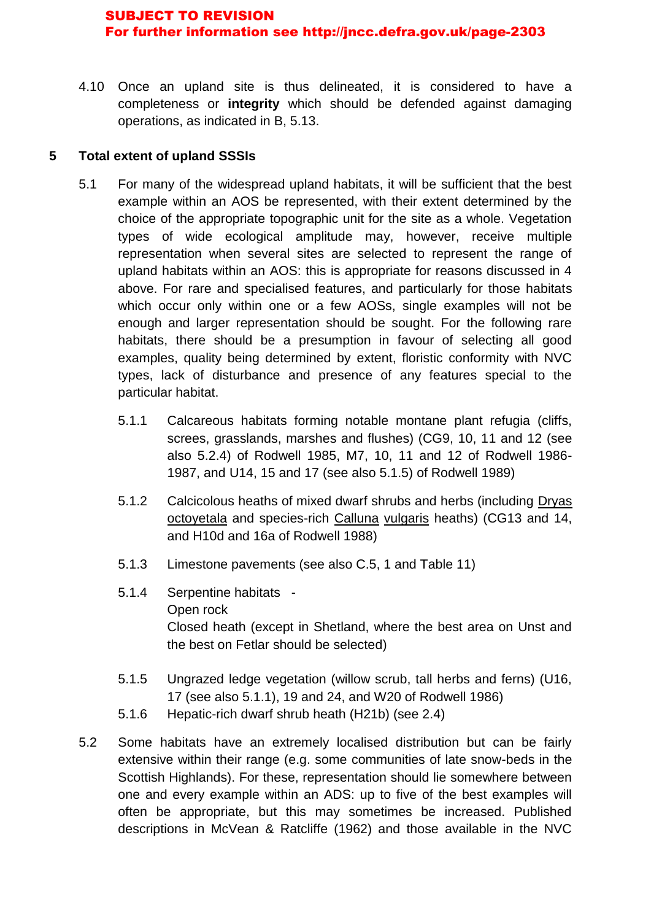**SUBJECT TO REVISION**
**For further information see http://jncc.defra.gov.uk/page-2303**

4.10 Once an upland site is thus delineated, it is considered to have a completeness or **integrity** which should be defended against damaging operations, as indicated in B, 5.13.

## 5 Total extent of upland SSSIs

5.1 For many of the widespread upland habitats, it will be sufficient that the best example within an AOS be represented, with their extent determined by the choice of the appropriate topographic unit for the site as a whole. Vegetation types of wide ecological amplitude may, however, receive multiple representation when several sites are selected to represent the range of upland habitats within an AOS: this is appropriate for reasons discussed in 4 above. For rare and specialised features, and particularly for those habitats which occur only within one or a few AOSs, single examples will not be enough and larger representation should be sought. For the following rare habitats, there should be a presumption in favour of selecting all good examples, quality being determined by extent, floristic conformity with NVC types, lack of disturbance and presence of any features special to the particular habitat.

5.1.1 Calcareous habitats forming notable montane plant refugia (cliffs, screes, grasslands, marshes and flushes) (CG9, 10, 11 and 12 (see also 5.2.4) of Rodwell 1985, M7, 10, 11 and 12 of Rodwell 1986-1987, and U14, 15 and 17 (see also 5.1.5) of Rodwell 1989)

5.1.2 Calcicolous heaths of mixed dwarf shrubs and herbs (including Dryas octoyetala and species-rich Calluna vulgaris heaths) (CG13 and 14, and H10d and 16a of Rodwell 1988)

5.1.3 Limestone pavements (see also C.5, 1 and Table 11)

5.1.4 Serpentine habitats -
Open rock
Closed heath (except in Shetland, where the best area on Unst and the best on Fetlar should be selected)

5.1.5 Ungrazed ledge vegetation (willow scrub, tall herbs and ferns) (U16, 17 (see also 5.1.1), 19 and 24, and W20 of Rodwell 1986)

5.1.6 Hepatic-rich dwarf shrub heath (H21b) (see 2.4)

5.2 Some habitats have an extremely localised distribution but can be fairly extensive within their range (e.g. some communities of late snow-beds in the Scottish Highlands). For these, representation should lie somewhere between one and every example within an ADS: up to five of the best examples will often be appropriate, but this may sometimes be increased. Published descriptions in McVean & Ratcliffe (1962) and those available in the NVC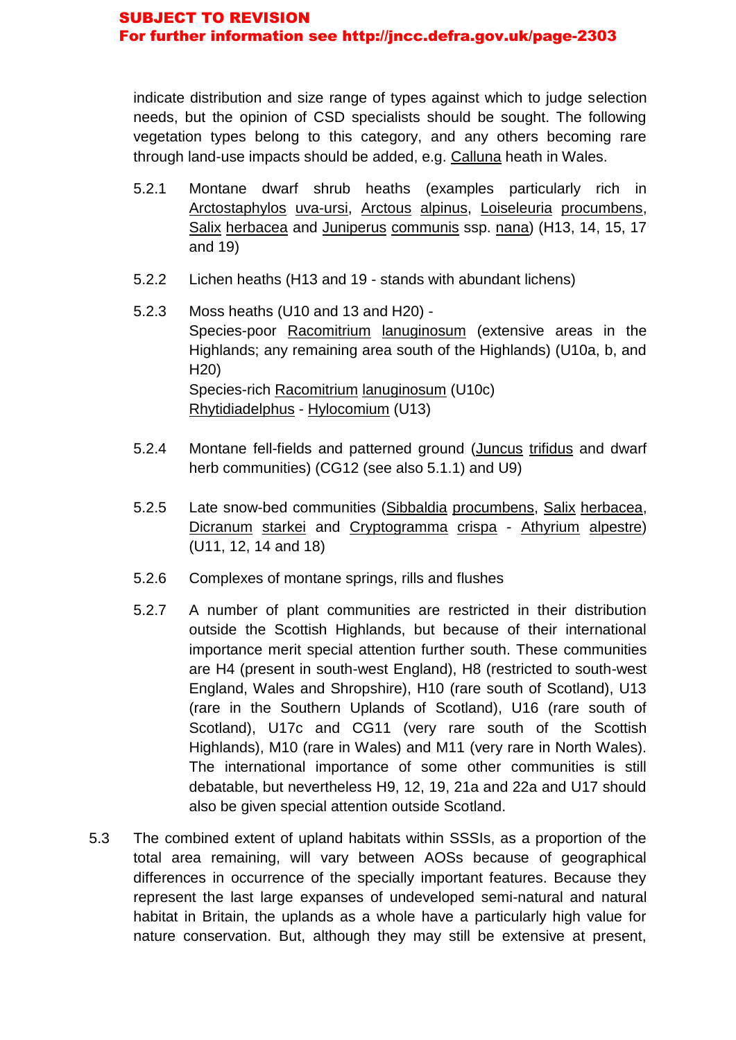indicate distribution and size range of types against which to judge selection needs, but the opinion of CSD specialists should be sought. The following vegetation types belong to this category, and any others becoming rare through land-use impacts should be added, e.g. Calluna heath in Wales.

5.2.1 Montane dwarf shrub heaths (examples particularly rich in Arctostaphylos uva-ursi, Arctous alpinus, Loiseleuria procumbens, Salix herbacea and Juniperus communis ssp. nana) (H13, 14, 15, 17 and 19)

5.2.2 Lichen heaths (H13 and 19 - stands with abundant lichens)

5.2.3 Moss heaths (U10 and 13 and H20) -
Species-poor Racomitrium lanuginosum (extensive areas in the Highlands; any remaining area south of the Highlands) (U10a, b, and H20)
Species-rich Racomitrium lanuginosum (U10c)
Rhytidiadelphus - Hylocomium (U13)

5.2.4 Montane fell-fields and patterned ground (Juncus trifidus and dwarf herb communities) (CG12 (see also 5.1.1) and U9)

5.2.5 Late snow-bed communities (Sibbaldia procumbens, Salix herbacea, Dicranum starkei and Cryptogramma crispa - Athyrium alpestre) (U11, 12, 14 and 18)

5.2.6 Complexes of montane springs, rills and flushes

5.2.7 A number of plant communities are restricted in their distribution outside the Scottish Highlands, but because of their international importance merit special attention further south. These communities are H4 (present in south-west England), H8 (restricted to south-west England, Wales and Shropshire), H10 (rare south of Scotland), U13 (rare in the Southern Uplands of Scotland), U16 (rare south of Scotland), U17c and CG11 (very rare south of the Scottish Highlands), M10 (rare in Wales) and M11 (very rare in North Wales). The international importance of some other communities is still debatable, but nevertheless H9, 12, 19, 21a and 22a and U17 should also be given special attention outside Scotland.

5.3 The combined extent of upland habitats within SSSIs, as a proportion of the total area remaining, will vary between AOSs because of geographical differences in occurrence of the specially important features. Because they represent the last large expanses of undeveloped semi-natural and natural habitat in Britain, the uplands as a whole have a particularly high value for nature conservation. But, although they may still be extensive at present,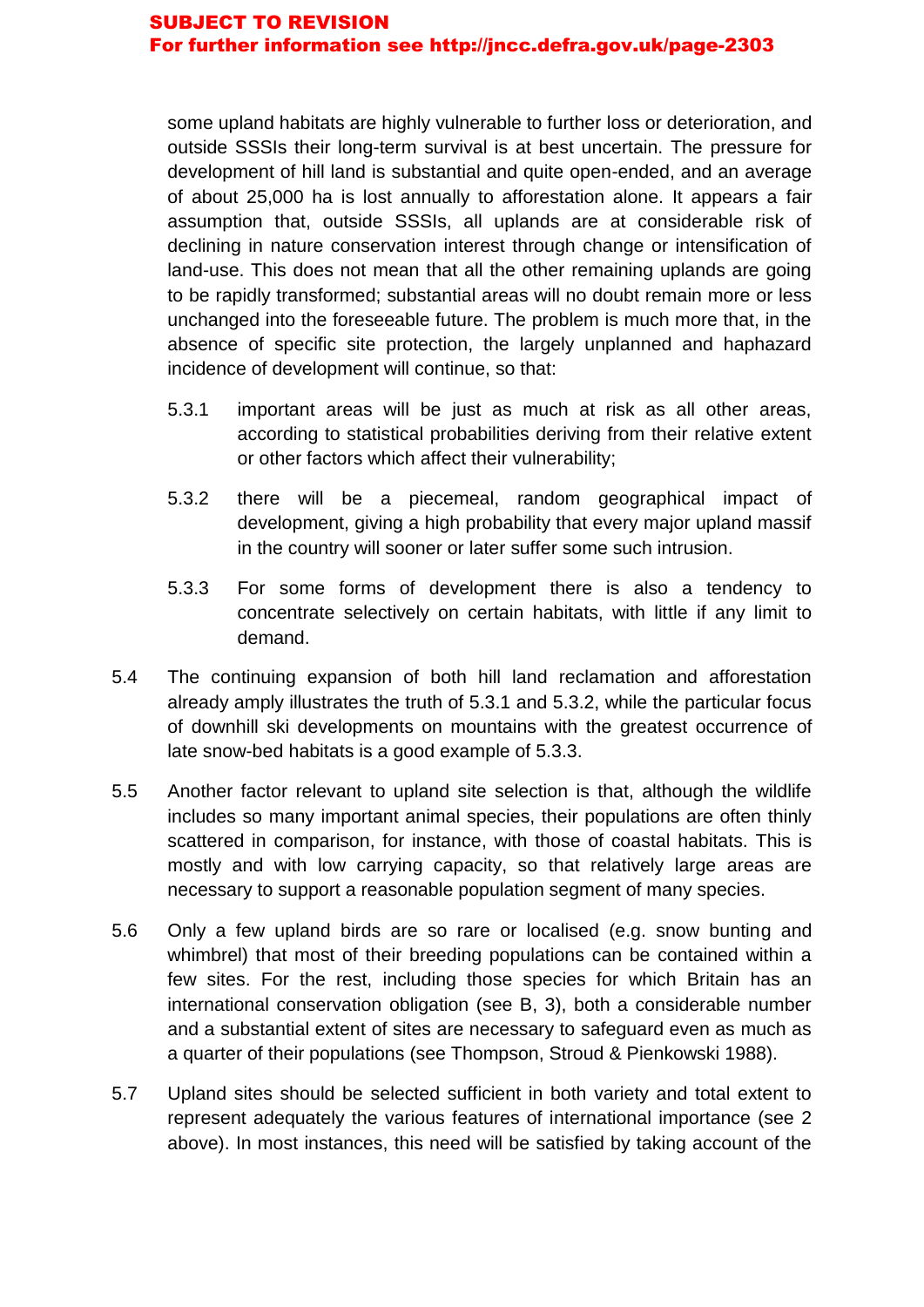some upland habitats are highly vulnerable to further loss or deterioration, and outside SSSIs their long-term survival is at best uncertain. The pressure for development of hill land is substantial and quite open-ended, and an average of about 25,000 ha is lost annually to afforestation alone. It appears a fair assumption that, outside SSSIs, all uplands are at considerable risk of declining in nature conservation interest through change or intensification of land-use. This does not mean that all the other remaining uplands are going to be rapidly transformed; substantial areas will no doubt remain more or less unchanged into the foreseeable future. The problem is much more that, in the absence of specific site protection, the largely unplanned and haphazard incidence of development will continue, so that:

5.3.1 important areas will be just as much at risk as all other areas, according to statistical probabilities deriving from their relative extent or other factors which affect their vulnerability;

5.3.2 there will be a piecemeal, random geographical impact of development, giving a high probability that every major upland massif in the country will sooner or later suffer some such intrusion.

5.3.3 For some forms of development there is also a tendency to concentrate selectively on certain habitats, with little if any limit to demand.

5.4 The continuing expansion of both hill land reclamation and afforestation already amply illustrates the truth of 5.3.1 and 5.3.2, while the particular focus of downhill ski developments on mountains with the greatest occurrence of late snow-bed habitats is a good example of 5.3.3.

5.5 Another factor relevant to upland site selection is that, although the wildlife includes so many important animal species, their populations are often thinly scattered in comparison, for instance, with those of coastal habitats. This is mostly and with low carrying capacity, so that relatively large areas are necessary to support a reasonable population segment of many species.

5.6 Only a few upland birds are so rare or localised (e.g. snow bunting and whimbrel) that most of their breeding populations can be contained within a few sites. For the rest, including those species for which Britain has an international conservation obligation (see B, 3), both a considerable number and a substantial extent of sites are necessary to safeguard even as much as a quarter of their populations (see Thompson, Stroud & Pienkowski 1988).

5.7 Upland sites should be selected sufficient in both variety and total extent to represent adequately the various features of international importance (see 2 above). In most instances, this need will be satisfied by taking account of the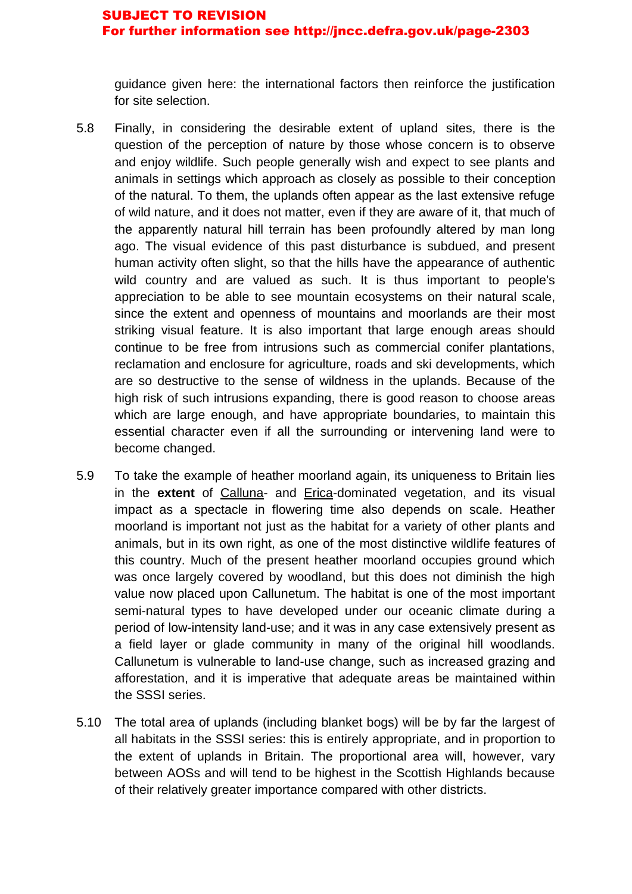guidance given here: the international factors then reinforce the justification for site selection.

5.8 Finally, in considering the desirable extent of upland sites, there is the question of the perception of nature by those whose concern is to observe and enjoy wildlife. Such people generally wish and expect to see plants and animals in settings which approach as closely as possible to their conception of the natural. To them, the uplands often appear as the last extensive refuge of wild nature, and it does not matter, even if they are aware of it, that much of the apparently natural hill terrain has been profoundly altered by man long ago. The visual evidence of this past disturbance is subdued, and present human activity often slight, so that the hills have the appearance of authentic wild country and are valued as such. It is thus important to people's appreciation to be able to see mountain ecosystems on their natural scale, since the extent and openness of mountains and moorlands are their most striking visual feature. It is also important that large enough areas should continue to be free from intrusions such as commercial conifer plantations, reclamation and enclosure for agriculture, roads and ski developments, which are so destructive to the sense of wildness in the uplands. Because of the high risk of such intrusions expanding, there is good reason to choose areas which are large enough, and have appropriate boundaries, to maintain this essential character even if all the surrounding or intervening land were to become changed.

5.9 To take the example of heather moorland again, its uniqueness to Britain lies in the **extent** of Calluna- and Erica-dominated vegetation, and its visual impact as a spectacle in flowering time also depends on scale. Heather moorland is important not just as the habitat for a variety of other plants and animals, but in its own right, as one of the most distinctive wildlife features of this country. Much of the present heather moorland occupies ground which was once largely covered by woodland, but this does not diminish the high value now placed upon Callunetum. The habitat is one of the most important semi-natural types to have developed under our oceanic climate during a period of low-intensity land-use; and it was in any case extensively present as a field layer or glade community in many of the original hill woodlands. Callunetum is vulnerable to land-use change, such as increased grazing and afforestation, and it is imperative that adequate areas be maintained within the SSSI series.

5.10 The total area of uplands (including blanket bogs) will be by far the largest of all habitats in the SSSI series: this is entirely appropriate, and in proportion to the extent of uplands in Britain. The proportional area will, however, vary between AOSs and will tend to be highest in the Scottish Highlands because of their relatively greater importance compared with other districts.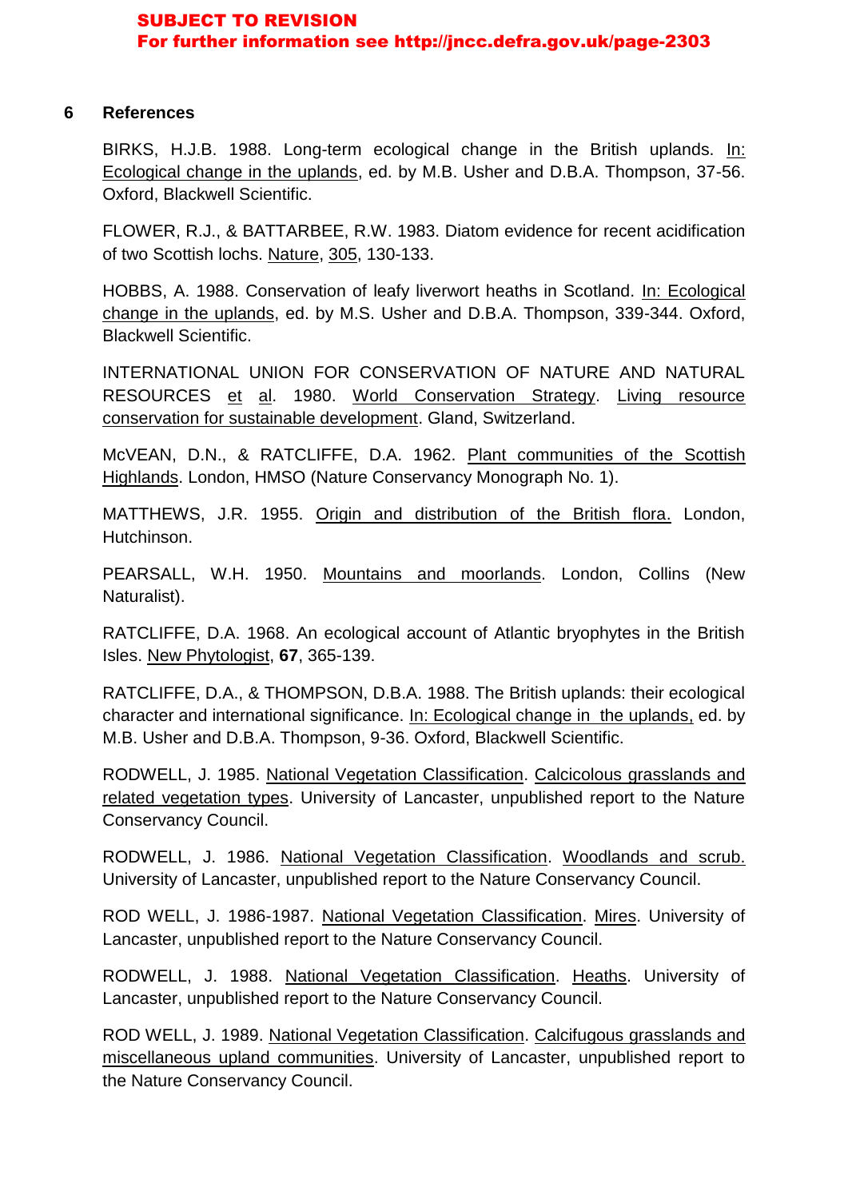**SUBJECT TO REVISION**
**For further information see http://jncc.defra.gov.uk/page-2303**

## 6 References

BIRKS, H.J.B. 1988. Long-term ecological change in the British uplands. In: Ecological change in the uplands, ed. by M.B. Usher and D.B.A. Thompson, 37-56. Oxford, Blackwell Scientific.

FLOWER, R.J., & BATTARBEE, R.W. 1983. Diatom evidence for recent acidification of two Scottish lochs. Nature, 305, 130-133.

HOBBS, A. 1988. Conservation of leafy liverwort heaths in Scotland. In: Ecological change in the uplands, ed. by M.S. Usher and D.B.A. Thompson, 339-344. Oxford, Blackwell Scientific.

INTERNATIONAL UNION FOR CONSERVATION OF NATURE AND NATURAL RESOURCES et al. 1980. World Conservation Strategy. Living resource conservation for sustainable development. Gland, Switzerland.

McVEAN, D.N., & RATCLIFFE, D.A. 1962. Plant communities of the Scottish Highlands. London, HMSO (Nature Conservancy Monograph No. 1).

MATTHEWS, J.R. 1955. Origin and distribution of the British flora. London, Hutchinson.

PEARSALL, W.H. 1950. Mountains and moorlands. London, Collins (New Naturalist).

RATCLIFFE, D.A. 1968. An ecological account of Atlantic bryophytes in the British Isles. New Phytologist, **67**, 365-139.

RATCLIFFE, D.A., & THOMPSON, D.B.A. 1988. The British uplands: their ecological character and international significance. In: Ecological change in the uplands, ed. by M.B. Usher and D.B.A. Thompson, 9-36. Oxford, Blackwell Scientific.

RODWELL, J. 1985. National Vegetation Classification. Calcicolous grasslands and related vegetation types. University of Lancaster, unpublished report to the Nature Conservancy Council.

RODWELL, J. 1986. National Vegetation Classification. Woodlands and scrub. University of Lancaster, unpublished report to the Nature Conservancy Council.

ROD WELL, J. 1986-1987. National Vegetation Classification. Mires. University of Lancaster, unpublished report to the Nature Conservancy Council.

RODWELL, J. 1988. National Vegetation Classification. Heaths. University of Lancaster, unpublished report to the Nature Conservancy Council.

ROD WELL, J. 1989. National Vegetation Classification. Calcifugous grasslands and miscellaneous upland communities. University of Lancaster, unpublished report to the Nature Conservancy Council.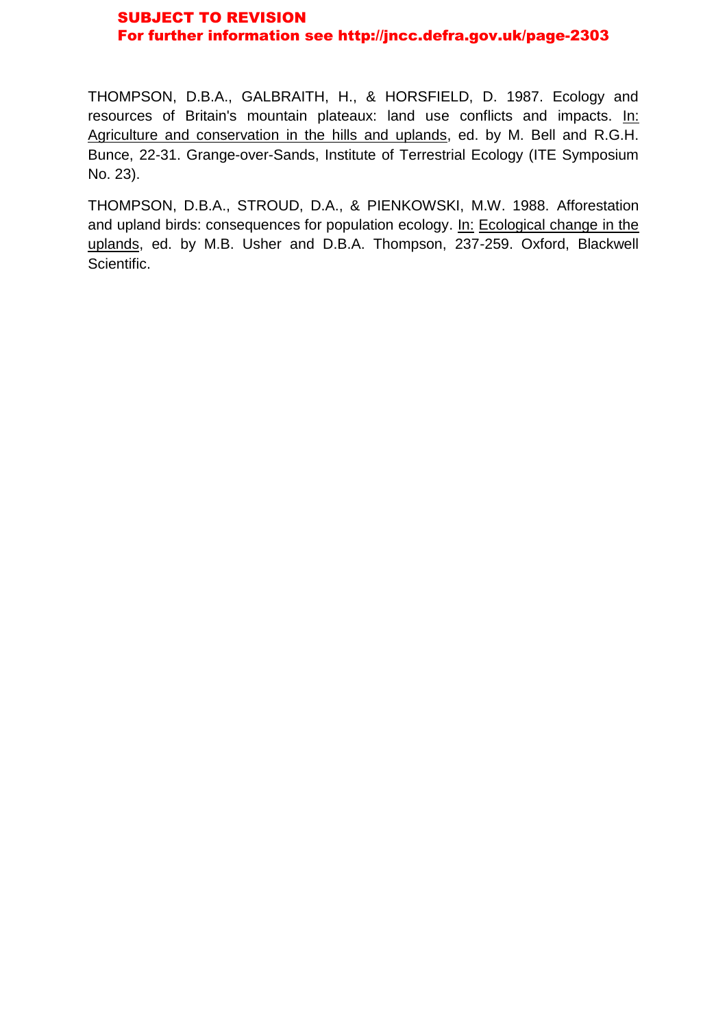**SUBJECT TO REVISION**
**For further information see http://jncc.defra.gov.uk/page-2303**

THOMPSON, D.B.A., GALBRAITH, H., & HORSFIELD, D. 1987. Ecology and resources of Britain's mountain plateaux: land use conflicts and impacts. In: Agriculture and conservation in the hills and uplands, ed. by M. Bell and R.G.H. Bunce, 22-31. Grange-over-Sands, Institute of Terrestrial Ecology (ITE Symposium No. 23).

THOMPSON, D.B.A., STROUD, D.A., & PIENKOWSKI, M.W. 1988. Afforestation and upland birds: consequences for population ecology. In: Ecological change in the uplands, ed. by M.B. Usher and D.B.A. Thompson, 237-259. Oxford, Blackwell Scientific.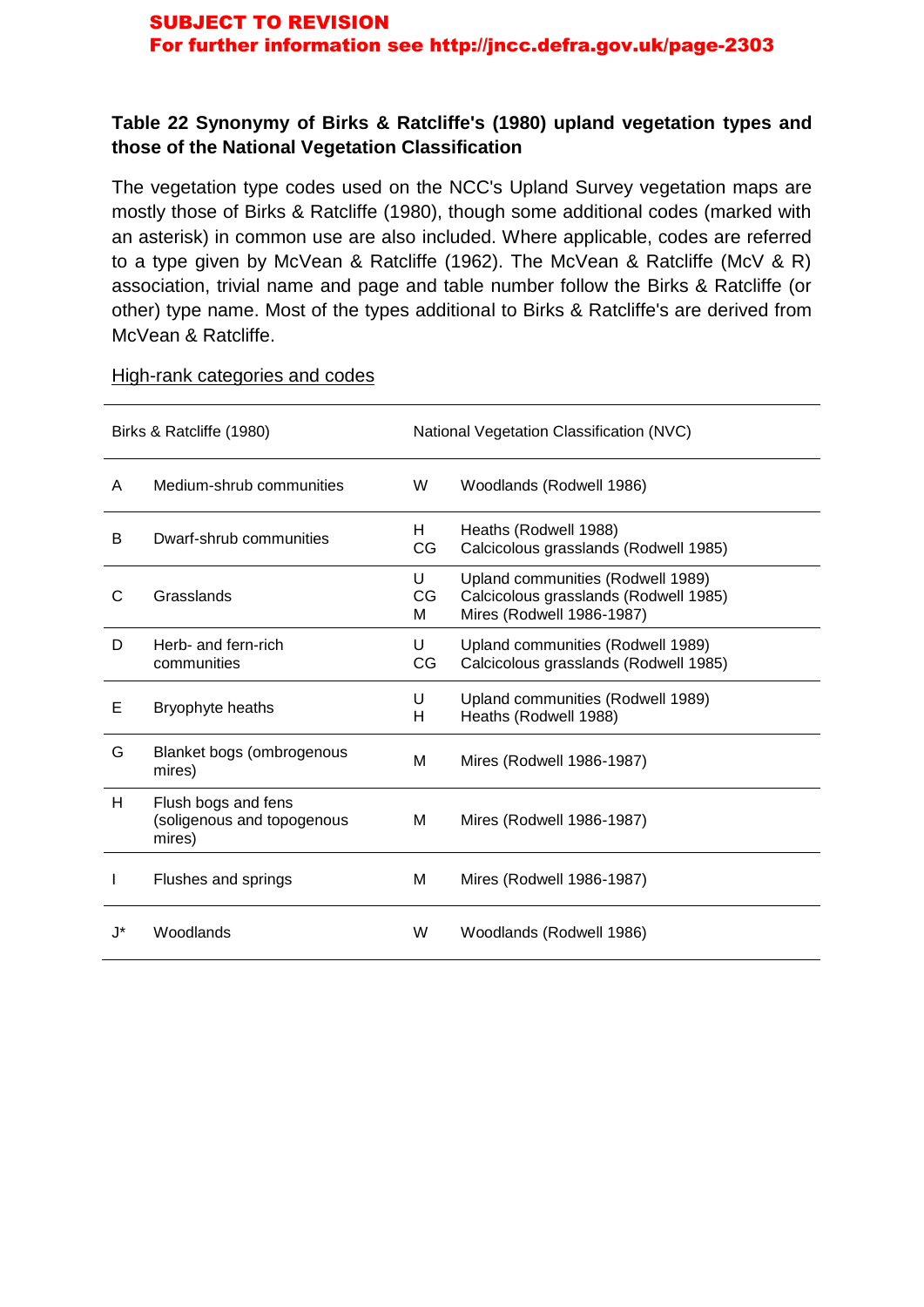**SUBJECT TO REVISION**
**For further information see http://jncc.defra.gov.uk/page-2303**

## Table 22 Synonymy of Birks & Ratcliffe's (1980) upland vegetation types and those of the National Vegetation Classification

The vegetation type codes used on the NCC's Upland Survey vegetation maps are mostly those of Birks & Ratcliffe (1980), though some additional codes (marked with an asterisk) in common use are also included. Where applicable, codes are referred to a type given by McVean & Ratcliffe (1962). The McVean & Ratcliffe (McV & R) association, trivial name and page and table number follow the Birks & Ratcliffe (or other) type name. Most of the types additional to Birks & Ratcliffe's are derived from McVean & Ratcliffe.

High-rank categories and codes

| Birks & Ratcliffe (1980) | | National Vegetation Classification (NVC) | |
|---|---|---|---|
| A | Medium-shrub communities | W | Woodlands (Rodwell 1986) |
| B | Dwarf-shrub communities | H<br>CG | Heaths (Rodwell 1988)<br>Calcicolous grasslands (Rodwell 1985) |
| C | Grasslands | U<br>CG<br>M | Upland communities (Rodwell 1989)<br>Calcicolous grasslands (Rodwell 1985)<br>Mires (Rodwell 1986-1987) |
| D | Herb- and fern-rich communities | U<br>CG | Upland communities (Rodwell 1989)<br>Calcicolous grasslands (Rodwell 1985) |
| E | Bryophyte heaths | U<br>H | Upland communities (Rodwell 1989)<br>Heaths (Rodwell 1988) |
| G | Blanket bogs (ombrogenous mires) | M | Mires (Rodwell 1986-1987) |
| H | Flush bogs and fens (soligenous and topogenous mires) | M | Mires (Rodwell 1986-1987) |
| I | Flushes and springs | M | Mires (Rodwell 1986-1987) |
| J* | Woodlands | W | Woodlands (Rodwell 1986) |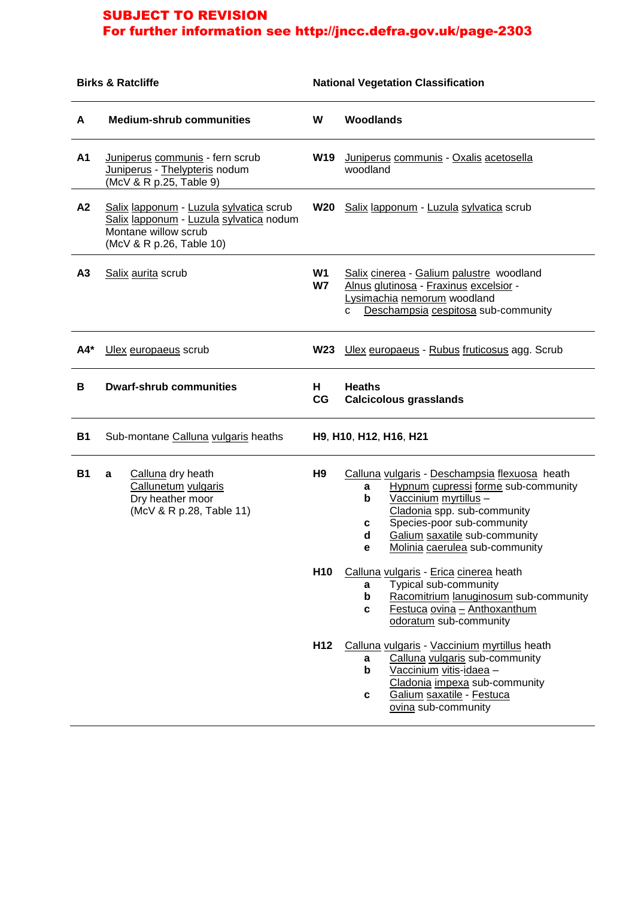**SUBJECT TO REVISION**
**For further information see http://jncc.defra.gov.uk/page-2303**

| Birks & Ratcliffe | | National Vegetation Classification | |
|---|---|---|---|
| **A** | **Medium-shrub communities** | **W** | **Woodlands** |
| **A1** | Juniperus communis - fern scrub<br>Juniperus - Thelypteris nodum<br>(McV & R p.25, Table 9) | **W19** | Juniperus communis - Oxalis acetosella woodland |
| **A2** | Salix lapponum - Luzula sylvatica scrub<br>Salix lapponum - Luzula sylvatica nodum<br>Montane willow scrub<br>(McV & R p.26, Table 10) | **W20** | Salix lapponum - Luzula sylvatica scrub |
| **A3** | Salix aurita scrub | **W1**<br>**W7** | Salix cinerea - Galium palustre woodland<br>Alnus glutinosa - Fraxinus excelsior - Lysimachia nemorum woodland<br>c Deschampsia cespitosa sub-community |
| **A4*** | Ulex europaeus scrub | **W23** | Ulex europaeus - Rubus fruticosus agg. Scrub |
| **B** | **Dwarf-shrub communities** | **H**<br>**CG** | **Heaths**<br>**Calcicolous grasslands** |
| **B1** | Sub-montane Calluna vulgaris heaths | **H9**, **H10**, **H12**, **H16**, **H21** | |
| **B1 a** | Calluna dry heath<br>Callunetum vulgaris<br>Dry heather moor<br>(McV & R p.28, Table 11) | **H9** | Calluna vulgaris - Deschampsia flexuosa heath<br>**a** Hypnum cupressi forme sub-community<br>**b** Vaccinium myrtillus – Cladonia spp. sub-community<br>**c** Species-poor sub-community<br>**d** Galium saxatile sub-community<br>**e** Molinia caerulea sub-community |
| | | **H10** | Calluna vulgaris - Erica cinerea heath<br>**a** Typical sub-community<br>**b** Racomitrium lanuginosum sub-community<br>**c** Festuca ovina – Anthoxanthum odoratum sub-community |
| | | **H12** | Calluna vulgaris - Vaccinium myrtillus heath<br>**a** Calluna vulgaris sub-community<br>**b** Vaccinium vitis-idaea – Cladonia impexa sub-community<br>**c** Galium saxatile - Festuca ovina sub-community |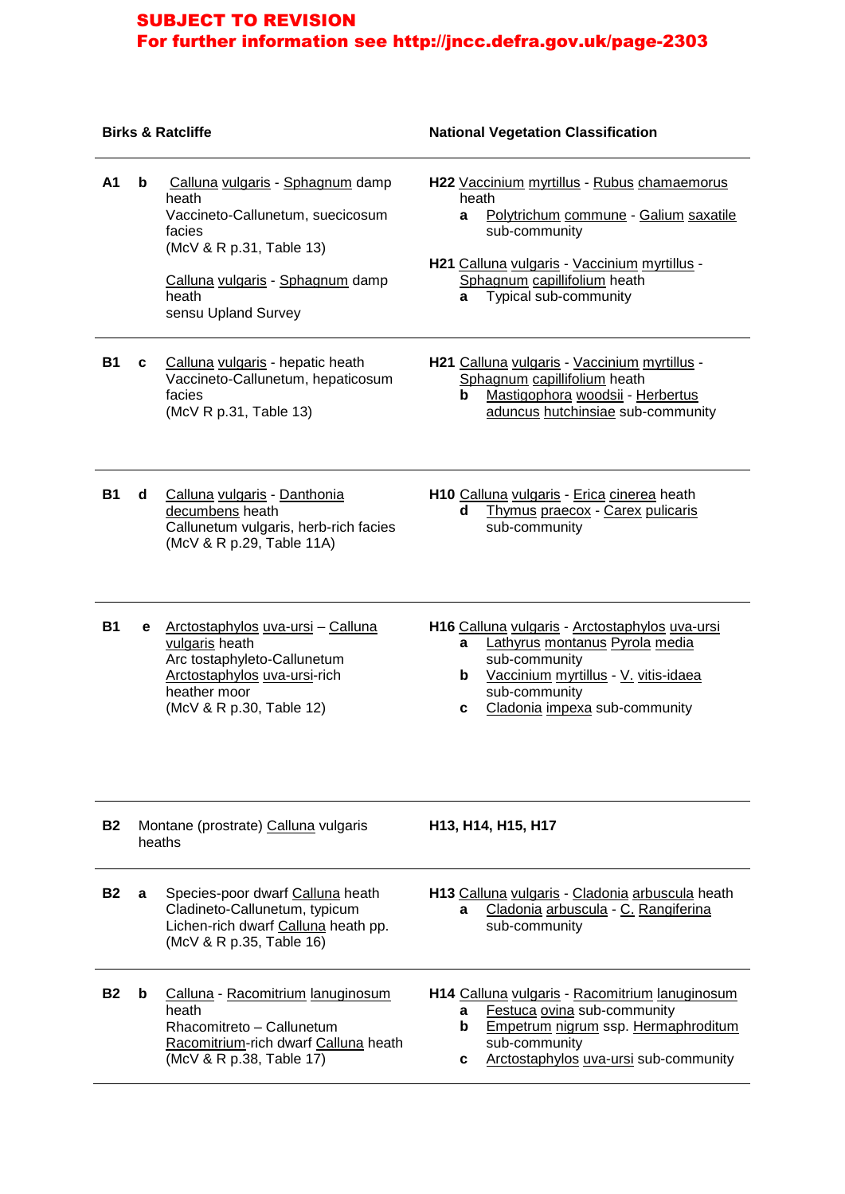**SUBJECT TO REVISION**
**For further information see http://jncc.defra.gov.uk/page-2303**

| Birks & Ratcliffe | | | National Vegetation Classification |
|---|---|---|---|
| **A1** | **b** | Calluna vulgaris - Sphagnum damp heath<br>Vaccineto-Callunetum, suecicosum facies<br>(McV & R p.31, Table 13)<br><br>Calluna vulgaris - Sphagnum damp heath<br>sensu Upland Survey | **H22** Vaccinium myrtillus - Rubus chamaemorus heath<br>**a** Polytrichum commune - Galium saxatile sub-community<br><br>**H21** Calluna vulgaris - Vaccinium myrtillus - Sphagnum capillifolium heath<br>**a** Typical sub-community |
| **B1** | **c** | Calluna vulgaris - hepatic heath<br>Vaccineto-Callunetum, hepaticosum facies<br>(McV R p.31, Table 13) | **H21** Calluna vulgaris - Vaccinium myrtillus - Sphagnum capillifolium heath<br>**b** Mastigophora woodsii - Herbertus aduncus hutchinsiae sub-community |
| **B1** | **d** | Calluna vulgaris - Danthonia decumbens heath<br>Callunetum vulgaris, herb-rich facies<br>(McV & R p.29, Table 11A) | **H10** Calluna vulgaris - Erica cinerea heath<br>**d** Thymus praecox - Carex pulicaris sub-community |
| **B1** | **e** | Arctostaphylos uva-ursi – Calluna vulgaris heath<br>Arc tostaphyleto-Callunetum<br>Arctostaphylos uva-ursi-rich heather moor<br>(McV & R p.30, Table 12) | **H16** Calluna vulgaris - Arctostaphylos uva-ursi<br>**a** Lathyrus montanus Pyrola media sub-community<br>**b** Vaccinium myrtillus - V. vitis-idaea sub-community<br>**c** Cladonia impexa sub-community |
| **B2** | | Montane (prostrate) Calluna vulgaris heaths | **H13, H14, H15, H17** |
| **B2** | **a** | Species-poor dwarf Calluna heath<br>Cladineto-Callunetum, typicum<br>Lichen-rich dwarf Calluna heath pp.<br>(McV & R p.35, Table 16) | **H13** Calluna vulgaris - Cladonia arbuscula heath<br>**a** Cladonia arbuscula - C. Rangiferina sub-community |
| **B2** | **b** | Calluna - Racomitrium lanuginosum heath<br>Rhacomitreto – Callunetum<br>Racomitrium-rich dwarf Calluna heath<br>(McV & R p.38, Table 17) | **H14** Calluna vulgaris - Racomitrium lanuginosum<br>**a** Festuca ovina sub-community<br>**b** Empetrum nigrum ssp. Hermaphroditum sub-community<br>**c** Arctostaphylos uva-ursi sub-community |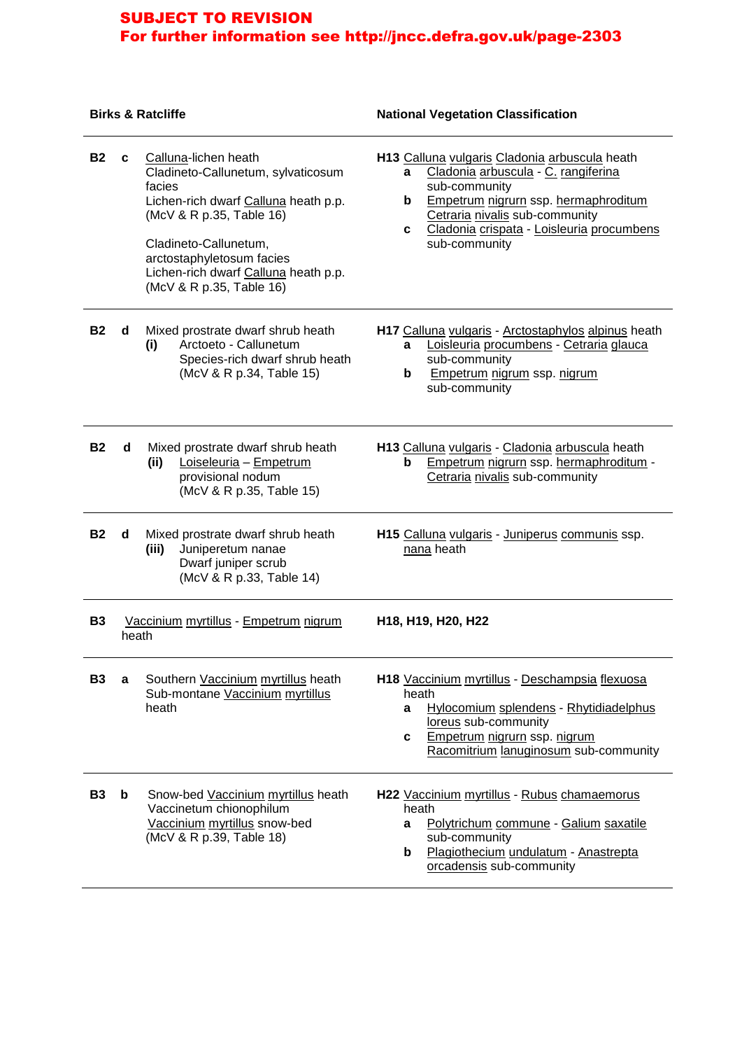**SUBJECT TO REVISION**
**For further information see http://jncc.defra.gov.uk/page-2303**

| Birks & Ratcliffe | | | National Vegetation Classification |
|---|---|---|---|
| **B2** | **c** | Calluna-lichen heath<br>Cladineto-Callunetum, sylvaticosum facies<br>Lichen-rich dwarf Calluna heath p.p.<br>(McV & R p.35, Table 16)<br><br>Cladineto-Callunetum, arctostaphyletosum facies<br>Lichen-rich dwarf Calluna heath p.p.<br>(McV & R p.35, Table 16) | **H13** Calluna vulgaris Cladonia arbuscula heath<br>**a** Cladonia arbuscula - C. rangiferina sub-community<br>**b** Empetrum nigrurn ssp. hermaphroditum Cetraria nivalis sub-community<br>**c** Cladonia crispata - Loisleuria procumbens sub-community |
| **B2** | **d** | Mixed prostrate dwarf shrub heath<br>**(i)** Arctoeto - Callunetum<br>Species-rich dwarf shrub heath<br>(McV & R p.34, Table 15) | **H17** Calluna vulgaris - Arctostaphylos alpinus heath<br>**a** Loisleuria procumbens - Cetraria glauca sub-community<br>**b** Empetrum nigrum ssp. nigrum sub-community |
| **B2** | **d** | Mixed prostrate dwarf shrub heath<br>**(ii)** Loiseleuria – Empetrum provisional nodum<br>(McV & R p.35, Table 15) | **H13** Calluna vulgaris - Cladonia arbuscula heath<br>**b** Empetrum nigrurn ssp. hermaphroditum - Cetraria nivalis sub-community |
| **B2** | **d** | Mixed prostrate dwarf shrub heath<br>**(iii)** Juniperetum nanae<br>Dwarf juniper scrub<br>(McV & R p.33, Table 14) | **H15** Calluna vulgaris - Juniperus communis ssp. nana heath |
| **B3** | | Vaccinium myrtillus - Empetrum nigrum heath | **H18, H19, H20, H22** |
| **B3** | **a** | Southern Vaccinium myrtillus heath<br>Sub-montane Vaccinium myrtillus heath | **H18** Vaccinium myrtillus - Deschampsia flexuosa heath<br>**a** Hylocomium splendens - Rhytidiadelphus loreus sub-community<br>**c** Empetrum nigrurn ssp. nigrum Racomitrium lanuginosum sub-community |
| **B3** | **b** | Snow-bed Vaccinium myrtillus heath<br>Vaccinetum chionophilum<br>Vaccinium myrtillus snow-bed<br>(McV & R p.39, Table 18) | **H22** Vaccinium myrtillus - Rubus chamaemorus heath<br>**a** Polytrichum commune - Galium saxatile sub-community<br>**b** Plagiothecium undulatum - Anastrepta orcadensis sub-community |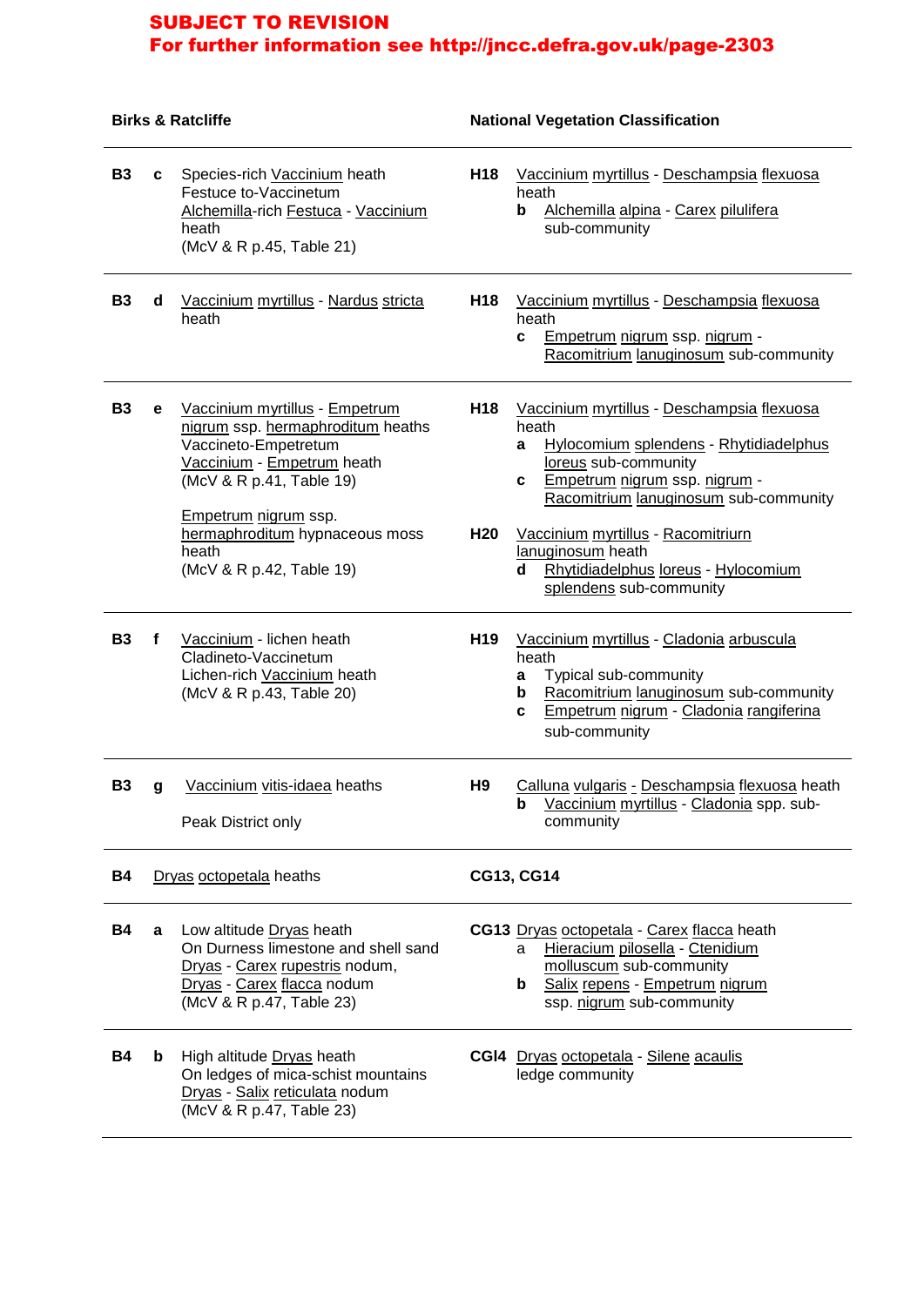**SUBJECT TO REVISION**
**For further information see http://jncc.defra.gov.uk/page-2303**

| Birks & Ratcliffe | | | National Vegetation Classification |
|---|---|---|---|
| **B3** | **c** | Species-rich Vaccinium heath<br>Festuce to-Vaccinetum<br>Alchemilla-rich Festuca - Vaccinium heath<br>(McV & R p.45, Table 21) | **H18** Vaccinium myrtillus - Deschampsia flexuosa heath<br>**b** Alchemilla alpina - Carex pilulifera sub-community |
| **B3** | **d** | Vaccinium myrtillus - Nardus stricta heath | **H18** Vaccinium myrtillus - Deschampsia flexuosa heath<br>**c** Empetrum nigrum ssp. nigrum - Racomitrium lanuginosum sub-community |
| **B3** | **e** | Vaccinium myrtillus - Empetrum nigrum ssp. hermaphroditum heaths<br>Vacccineto-Empetretum<br>Vaccinium - Empetrum heath<br>(McV & R p.41, Table 19)<br><br>Empetrum nigrum ssp. hermaphroditum hypnaceous moss heath<br>(McV & R p.42, Table 19) | **H18** Vaccinium myrtillus - Deschampsia flexuosa heath<br>**a** Hylocomium splendens - Rhytidiadelphus loreus sub-community<br>**c** Empetrum nigrum ssp. nigrum - Racomitrium lanuginosum sub-community<br><br>**H20** Vaccinium myrtillus - Racomitriurn lanuginosum heath<br>**d** Rhytidiadelphus loreus - Hylocomium splendens sub-community |
| **B3** | **f** | Vaccinium - lichen heath<br>Cladineto-Vaccinetum<br>Lichen-rich Vaccinium heath<br>(McV & R p.43, Table 20) | **H19** Vaccinium myrtillus - Cladonia arbuscula heath<br>**a** Typical sub-community<br>**b** Racomitrium lanuginosum sub-community<br>**c** Empetrum nigrum - Cladonia rangiferina sub-community |
| **B3** | **g** | Vaccinium vitis-idaea heaths<br><br>Peak District only | **H9** Calluna vulgaris - Deschampsia flexuosa heath<br>**b** Vaccinium myrtillus - Cladonia spp. sub-community |
| **B4** | | Dryas octopetala heaths | **CG13, CG14** |
| **B4** | **a** | Low altitude Dryas heath<br>On Durness limestone and shell sand<br>Dryas - Carex rupestris nodum,<br>Dryas - Carex flacca nodum<br>(McV & R p.47, Table 23) | **CG13** Dryas octopetala - Carex flacca heath<br>a Hieracium pilosella - Ctenidium molluscum sub-community<br>**b** Salix repens - Empetrum nigrum ssp. nigrum sub-community |
| **B4** | **b** | High altitude Dryas heath<br>On ledges of mica-schist mountains<br>Dryas - Salix reticulata nodum<br>(McV & R p.47, Table 23) | **CGl4** Dryas octopetala - Silene acaulis ledge community |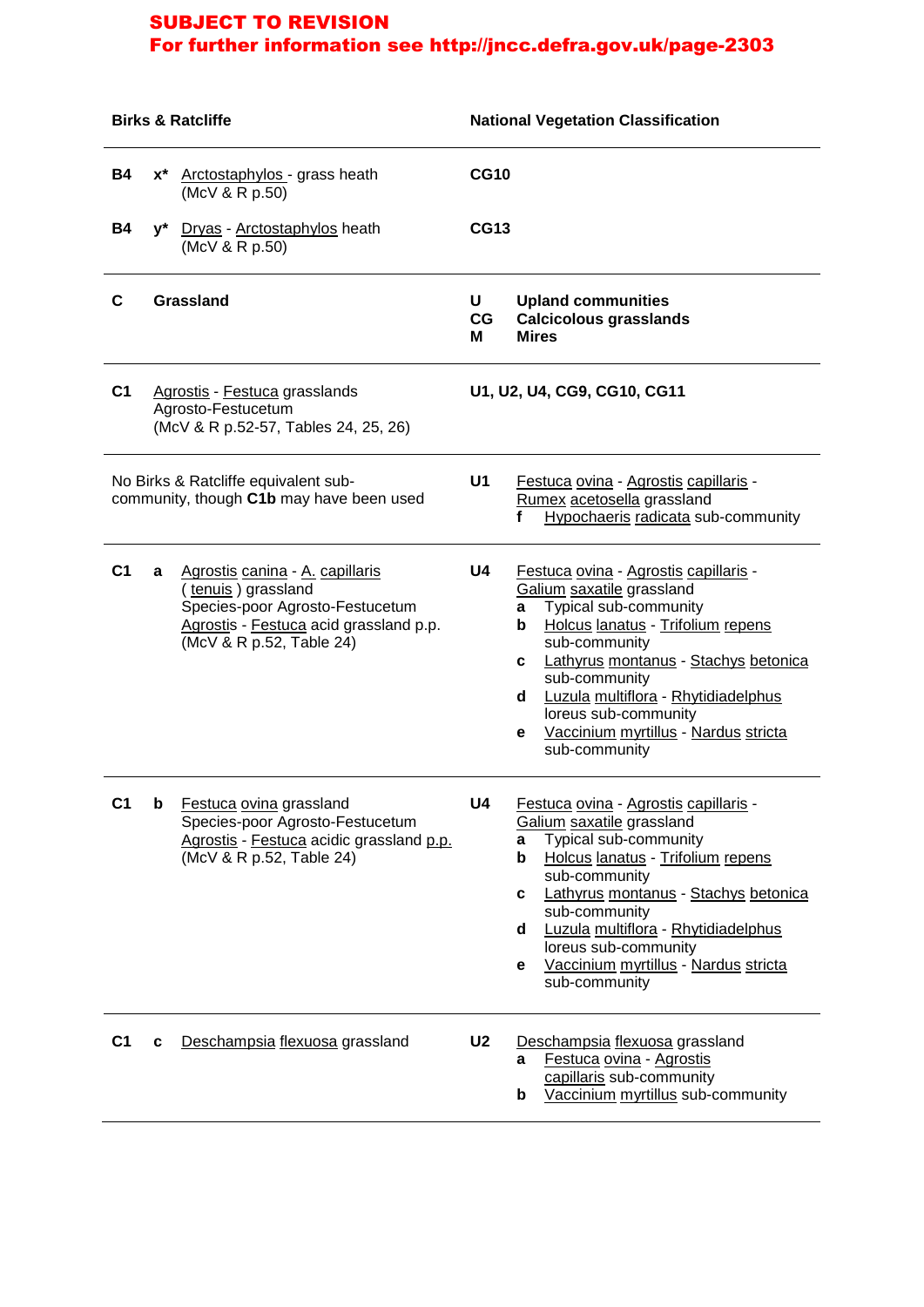**SUBJECT TO REVISION**
**For further information see http://jncc.defra.gov.uk/page-2303**

| Birks & Ratcliffe | National Vegetation Classification |
|---|---|
| **B4** **x*** Arctostaphylos - grass heath (McV & R p.50) | **CG10** |
| **B4** **y*** Dryas - Arctostaphylos heath (McV & R p.50) | **CG13** |
| **C** **Grassland** | **U** **Upland communities**<br>**CG** **Calcicolous grasslands**<br>**M** **Mires** |
| **C1** Agrostis - Festuca grasslands<br>Agrosto-Festucetum<br>(McV & R p.52-57, Tables 24, 25, 26) | **U1, U2, U4, CG9, CG10, CG11** |
| No Birks & Ratcliffe equivalent sub-community, though **C1b** may have been used | **U1** Festuca ovina - Agrostis capillaris - Rumex acetosella grassland<br>**f** Hypochaeris radicata sub-community |
| **C1** **a** Agrostis canina - A. capillaris ( tenuis ) grassland<br>Species-poor Agrosto-Festucetum<br>Agrostis - Festuca acid grassland p.p.<br>(McV & R p.52, Table 24) | **U4** Festuca ovina - Agrostis capillaris - Galium saxatile grassland<br>**a** Typical sub-community<br>**b** Holcus lanatus - Trifolium repens sub-community<br>**c** Lathyrus montanus - Stachys betonica sub-community<br>**d** Luzula multiflora - Rhytidiadelphus loreus sub-community<br>**e** Vaccinium myrtillus - Nardus stricta sub-community |
| **C1** **b** Festuca ovina grassland<br>Species-poor Agrosto-Festucetum<br>Agrostis - Festuca acidic grassland p.p.<br>(McV & R p.52, Table 24) | **U4** Festuca ovina - Agrostis capillaris - Galium saxatile grassland<br>**a** Typical sub-community<br>**b** Holcus lanatus - Trifolium repens sub-community<br>**c** Lathyrus montanus - Stachys betonica sub-community<br>**d** Luzula multiflora - Rhytidiadelphus loreus sub-community<br>**e** Vaccinium myrtillus - Nardus stricta sub-community |
| **C1** **c** Deschampsia flexuosa grassland | **U2** Deschampsia flexuosa grassland<br>**a** Festuca ovina - Agrostis capillaris sub-community<br>**b** Vaccinium myrtillus sub-community |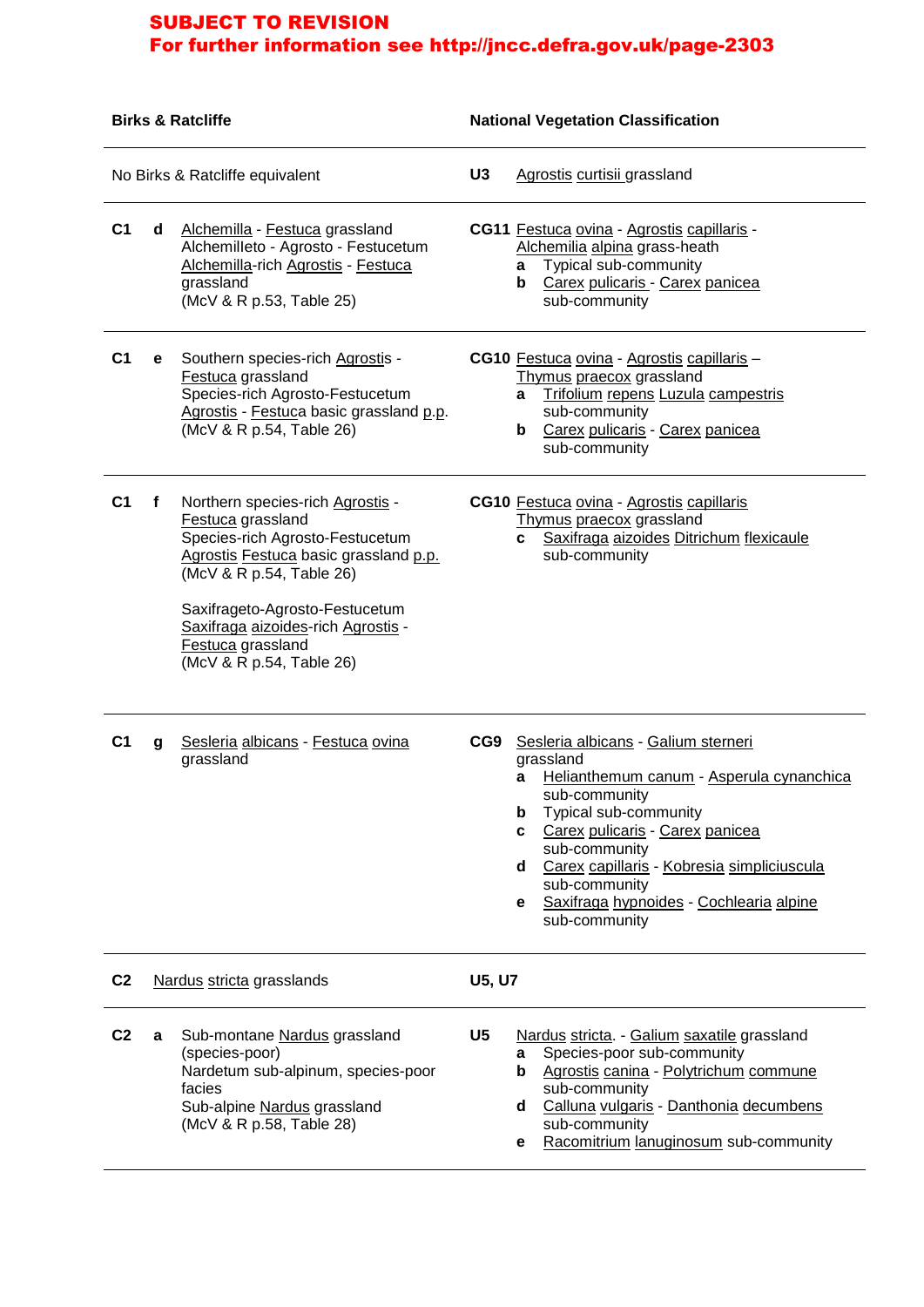**SUBJECT TO REVISION**
**For further information see http://jncc.defra.gov.uk/page-2303**

| Birks & Ratcliffe | | | National Vegetation Classification | |
|---|---|---|---|---|
| No Birks & Ratcliffe equivalent | | | U3 | Agrostis curtisii grassland |
| C1 | d | Alchemilla - Festuca grassland<br>Alchemilleto - Agrosto - Festucetum<br>Alchemilla-rich Agrostis - Festuca grassland<br>(McV & R p.53, Table 25) | CG11 | Festuca ovina - Agrostis capillaris - Alchemilia alpina grass-heath<br>**a** Typical sub-community<br>**b** Carex pulicaris - Carex panicea sub-community |
| C1 | e | Southern species-rich Agrostis - Festuca grassland<br>Species-rich Agrosto-Festucetum<br>Agrostis - Festuca basic grassland p.p.<br>(McV & R p.54, Table 26) | CG10 | Festuca ovina - Agrostis capillaris – Thymus praecox grassland<br>**a** Trifolium repens Luzula campestris sub-community<br>**b** Carex pulicaris - Carex panicea sub-community |
| C1 | f | Northern species-rich Agrostis - Festuca grassland<br>Species-rich Agrosto-Festucetum<br>Agrostis Festuca basic grassland p.p.<br>(McV & R p.54, Table 26)<br><br>Saxifrageto-Agrosto-Festucetum<br>Saxifraga aizoides-rich Agrostis - Festuca grassland<br>(McV & R p.54, Table 26) | CG10 | Festuca ovina - Agrostis capillaris Thymus praecox grassland<br>**c** Saxifraga aizoides Ditrichum flexicaule sub-community |
| C1 | g | Sesleria albicans - Festuca ovina grassland | CG9 | Sesleria albicans - Galium sterneri grassland<br>**a** Helianthemum canum - Asperula cynanchica sub-community<br>**b** Typical sub-community<br>**c** Carex pulicaris - Carex panicea sub-community<br>**d** Carex capillaris - Kobresia simpliciuscula sub-community<br>**e** Saxifraga hypnoides - Cochlearia alpine sub-community |
| C2 | | Nardus stricta grasslands | U5, U7 | |
| C2 | a | Sub-montane Nardus grassland (species-poor)<br>Nardetum sub-alpinum, species-poor facies<br>Sub-alpine Nardus grassland<br>(McV & R p.58, Table 28) | U5 | Nardus stricta. - Galium saxatile grassland<br>**a** Species-poor sub-community<br>**b** Agrostis canina - Polytrichum commune sub-community<br>**d** Calluna vulgaris - Danthonia decumbens sub-community<br>**e** Racomitrium lanuginosum sub-community |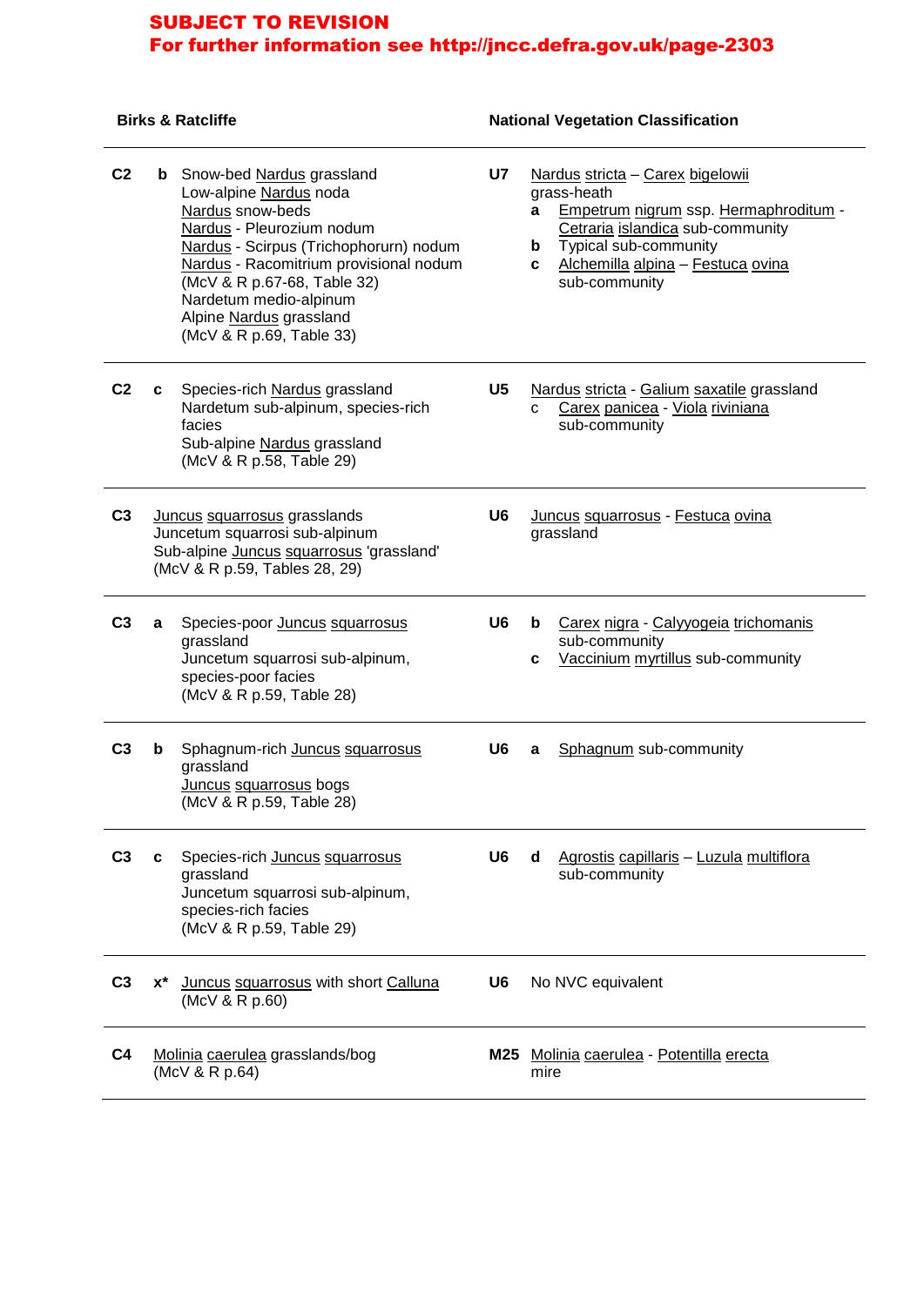**SUBJECT TO REVISION**
**For further information see http://jncc.defra.gov.uk/page-2303**

| Birks & Ratcliffe | | | National Vegetation Classification | | |
|---|---|---|---|---|---|
| **C2** | **b** | Snow-bed Nardus grassland<br>Low-alpine Nardus noda<br>Nardus snow-beds<br>Nardus - Pleurozium nodum<br>Nardus - Scirpus (Trichophorurn) nodum<br>Nardus - Racomitrium provisional nodum<br>(McV & R p.67-68, Table 32)<br>Nardetum medio-alpinum<br>Alpine Nardus grassland<br>(McV & R p.69, Table 33) | **U7** | | Nardus stricta – Carex bigelowii grass-heath<br>**a** Empetrum nigrum ssp. Hermaphroditum - Cetraria islandica sub-community<br>**b** Typical sub-community<br>**c** Alchemilla alpina – Festuca ovina sub-community |
| **C2** | **c** | Species-rich Nardus grassland<br>Nardetum sub-alpinum, species-rich facies<br>Sub-alpine Nardus grassland<br>(McV & R p.58, Table 29) | **U5** | | Nardus stricta - Galium saxatile grassland<br>c Carex panicea - Viola riviniana sub-community |
| **C3** | | Juncus squarrosus grasslands<br>Juncetum squarrosi sub-alpinum<br>Sub-alpine Juncus squarrosus 'grassland'<br>(McV & R p.59, Tables 28, 29) | **U6** | | Juncus squarrosus - Festuca ovina grassland |
| **C3** | **a** | Species-poor Juncus squarrosus grassland<br>Juncetum squarrosi sub-alpinum, species-poor facies<br>(McV & R p.59, Table 28) | **U6** | **b**<br>**c** | Carex nigra - Calyyogeia trichomanis sub-community<br>Vaccinium myrtillus sub-community |
| **C3** | **b** | Sphagnum-rich Juncus squarrosus grassland<br>Juncus squarrosus bogs<br>(McV & R p.59, Table 28) | **U6** | **a** | Sphagnum sub-community |
| **C3** | **c** | Species-rich Juncus squarrosus grassland<br>Juncetum squarrosi sub-alpinum, species-rich facies<br>(McV & R p.59, Table 29) | **U6** | **d** | Agrostis capillaris – Luzula multiflora sub-community |
| **C3** | **x*** | Juncus squarrosus with short Calluna<br>(McV & R p.60) | **U6** | | No NVC equivalent |
| **C4** | | Molinia caerulea grasslands/bog<br>(McV & R p.64) | **M25** | | Molinia caerulea - Potentilla erecta mire |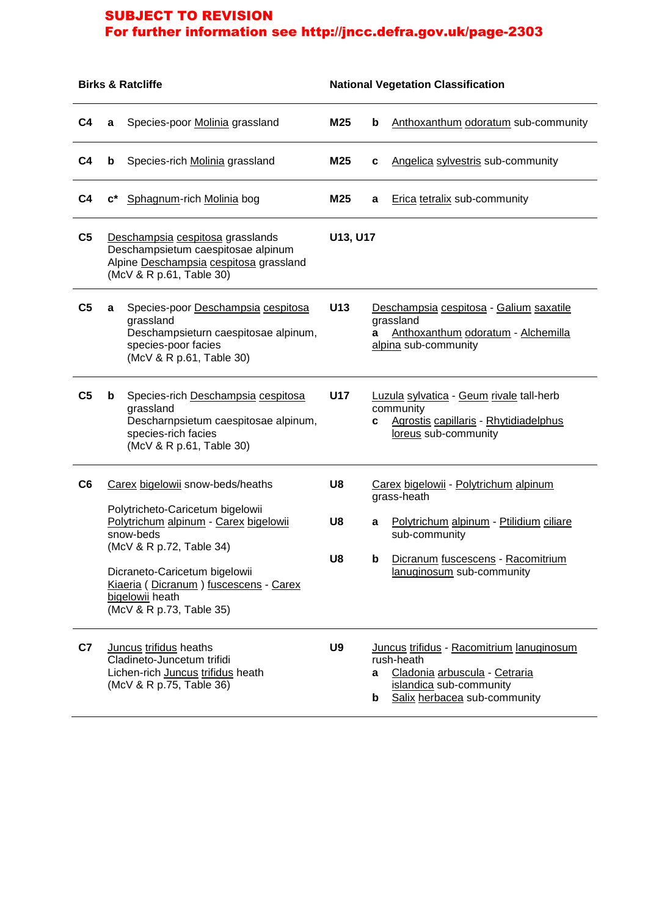**SUBJECT TO REVISION**
**For further information see http://jncc.defra.gov.uk/page-2303**

| Birks & Ratcliffe | | | National Vegetation Classification | | |
|---|---|---|---|---|---|
| **C4** | **a** | Species-poor Molinia grassland | **M25** | **b** | Anthoxanthum odoratum sub-community |
| **C4** | **b** | Species-rich Molinia grassland | **M25** | **c** | Angelica sylvestris sub-community |
| **C4** | **c*** | Sphagnum-rich Molinia bog | **M25** | **a** | Erica tetralix sub-community |
| **C5** | | Deschampsia cespitosa grasslands<br>Deschampsietum caespitosae alpinum<br>Alpine Deschampsia cespitosa grassland<br>(McV & R p.61, Table 30) | **U13, U17** | | |
| **C5** | **a** | Species-poor Deschampsia cespitosa grassland<br>Deschampsieturn caespitosae alpinum, species-poor facies<br>(McV & R p.61, Table 30) | **U13** | | Deschampsia cespitosa - Galium saxatile grassland<br>**a** Anthoxanthum odoratum - Alchemilla alpina sub-community |
| **C5** | **b** | Species-rich Deschampsia cespitosa grassland<br>Descharnpsietum caespitosae alpinum, species-rich facies<br>(McV & R p.61, Table 30) | **U17** | | Luzula sylvatica - Geum rivale tall-herb community<br>**c** Agrostis capillaris - Rhytidiadelphus loreus sub-community |
| **C6** | | Carex bigelowii snow-beds/heaths<br><br>Polytricheto-Caricetum bigelowii<br>Polytrichum alpinum - Carex bigelowii snow-beds<br>(McV & R p.72, Table 34)<br><br>Dicraneto-Caricetum bigelowii<br>Kiaeria ( Dicranum ) fuscescens - Carex bigelowii heath<br>(McV & R p.73, Table 35) | **U8**<br><br>**U8**<br><br>**U8** | <br><br>**a**<br><br>**b** | Carex bigelowii - Polytrichum alpinum grass-heath<br><br>Polytrichum alpinum - Ptilidium ciliare sub-community<br><br>Dicranum fuscescens - Racomitrium lanuginosum sub-community |
| **C7** | | Juncus trifidus heaths<br>Cladineto-Juncetum trifidi<br>Lichen-rich Juncus trifidus heath<br>(McV & R p.75, Table 36) | **U9** | | Juncus trifidus - Racomitrium lanuginosum rush-heath<br>**a** Cladonia arbuscula - Cetraria islandica sub-community<br>**b** Salix herbacea sub-community |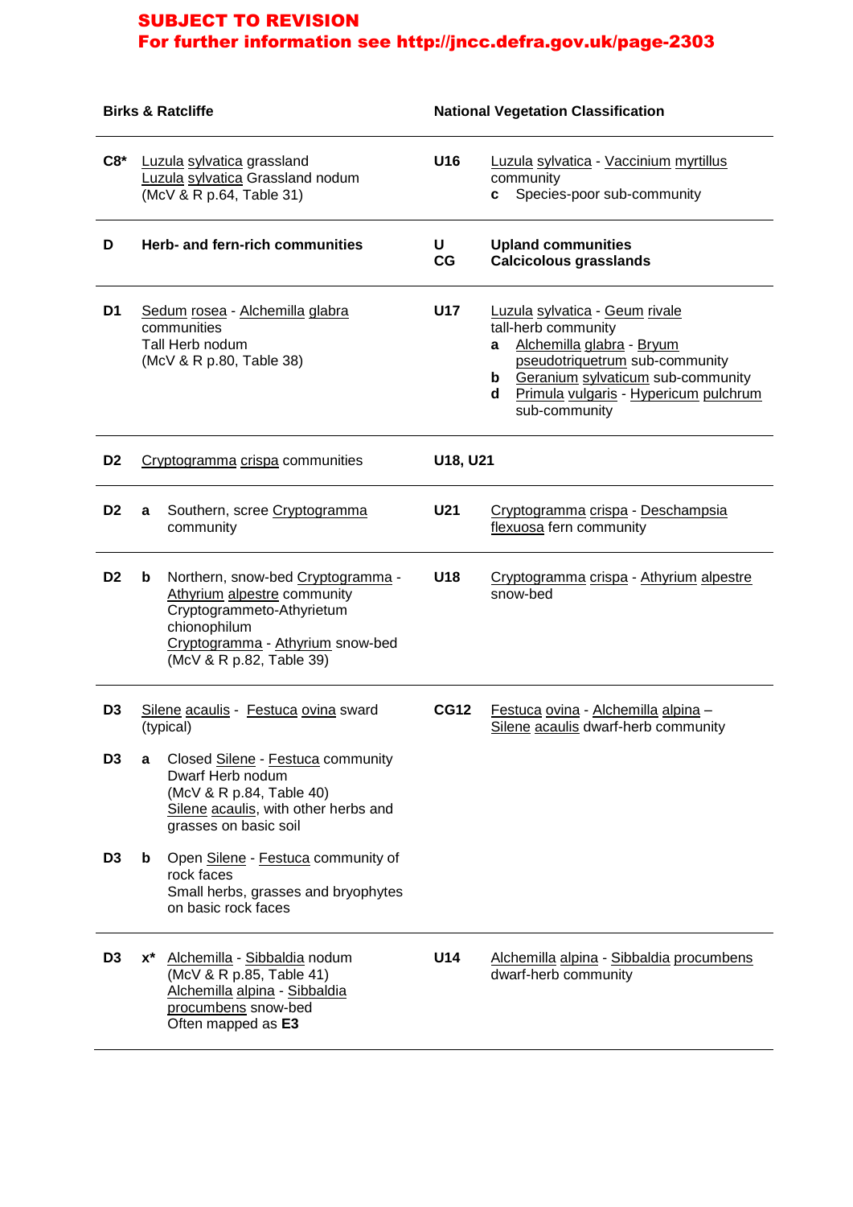**SUBJECT TO REVISION**
**For further information see http://jncc.defra.gov.uk/page-2303**

| Birks & Ratcliffe | | | National Vegetation Classification | |
|---|---|---|---|---|
| C8* | | Luzula sylvatica grassland<br>Luzula sylvatica Grassland nodum<br>(McV & R p.64, Table 31) | U16 | Luzula sylvatica - Vaccinium myrtillus community<br>c Species-poor sub-community |
| **D** | | **Herb- and fern-rich communities** | **U**<br>**CG** | **Upland communities**<br>**Calcicolous grasslands** |
| D1 | | Sedum rosea - Alchemilla glabra communities<br>Tall Herb nodum<br>(McV & R p.80, Table 38) | U17 | Luzula sylvatica - Geum rivale tall-herb community<br>a Alchemilla glabra - Bryum pseudotriquetrum sub-community<br>b Geranium sylvaticum sub-community<br>d Primula vulgaris - Hypericum pulchrum sub-community |
| D2 | | Cryptogramma crispa communities | U18, U21 | |
| D2 | a | Southern, scree Cryptogramma community | U21 | Cryptogramma crispa - Deschampsia flexuosa fern community |
| D2 | b | Northern, snow-bed Cryptogramma - Athyrium alpestre community<br>Cryptogrammeto-Athyrietum chionophilum<br>Cryptogramma - Athyrium snow-bed<br>(McV & R p.82, Table 39) | U18 | Cryptogramma crispa - Athyrium alpestre snow-bed |
| D3 | | Silene acaulis - Festuca ovina sward (typical) | CG12 | Festuca ovina - Alchemilla alpina – Silene acaulis dwarf-herb community |
| D3 | a | Closed Silene - Festuca community<br>Dwarf Herb nodum<br>(McV & R p.84, Table 40)<br>Silene acaulis, with other herbs and grasses on basic soil | | |
| D3 | b | Open Silene - Festuca community of rock faces<br>Small herbs, grasses and bryophytes on basic rock faces | | |
| D3 | x* | Alchemilla - Sibbaldia nodum<br>(McV & R p.85, Table 41)<br>Alchemilla alpina - Sibbaldia procumbens snow-bed<br>Often mapped as **E3** | U14 | Alchemilla alpina - Sibbaldia procumbens dwarf-herb community |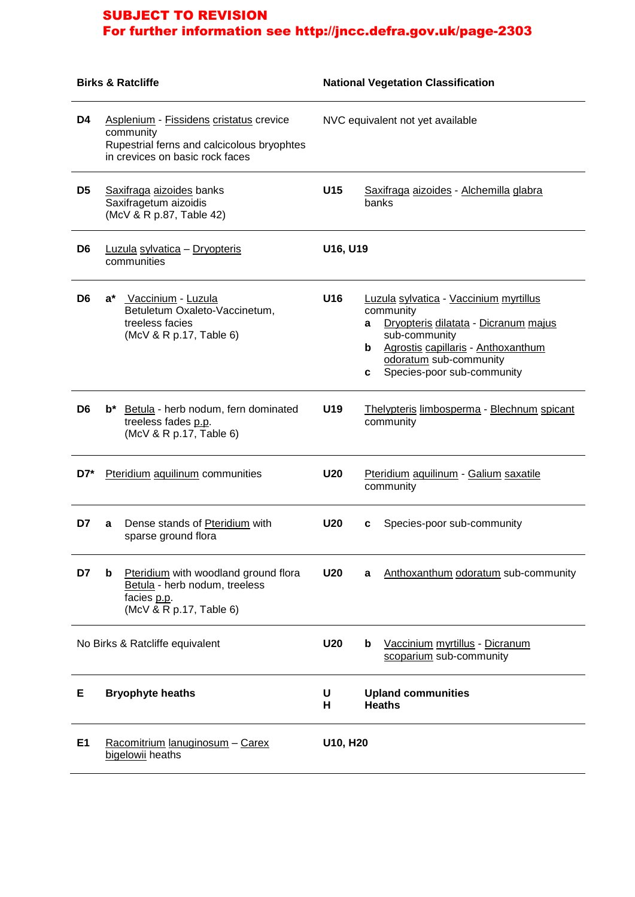**SUBJECT TO REVISION**
**For further information see http://jncc.defra.gov.uk/page-2303**

| Birks & Ratcliffe | | | National Vegetation Classification | | |
|---|---|---|---|---|---|
| **D4** | | Asplenium - Fissidens cristatus crevice community<br>Rupestrial ferns and calcicolous bryophtes in crevices on basic rock faces | NVC equivalent not yet available | | |
| **D5** | | Saxifraga aizoides banks<br>Saxifragetum aizoidis<br>(McV & R p.87, Table 42) | **U15** | | Saxifraga aizoides - Alchemilla glabra banks |
| **D6** | | Luzula sylvatica – Dryopteris communities | **U16, U19** | | |
| **D6** | **a*** | Vaccinium - Luzula<br>Betuletum Oxaleto-Vaccinetum, treeless facies<br>(McV & R p.17, Table 6) | **U16** | | Luzula sylvatica - Vaccinium myrtillus community<br>**a** Dryopteris dilatata - Dicranum majus sub-community<br>**b** Agrostis capillaris - Anthoxanthum odoratum sub-community<br>**c** Species-poor sub-community |
| **D6** | **b*** | Betula - herb nodum, fern dominated treeless fades p.p.<br>(McV & R p.17, Table 6) | **U19** | | Thelypteris limbosperma - Blechnum spicant community |
| **D7*** | | Pteridium aquilinum communities | **U20** | | Pteridium aquilinum - Galium saxatile community |
| **D7** | **a** | Dense stands of Pteridium with sparse ground flora | **U20** | **c** | Species-poor sub-community |
| **D7** | **b** | Pteridium with woodland ground flora<br>Betula - herb nodum, treeless facies p.p.<br>(McV & R p.17, Table 6) | **U20** | **a** | Anthoxanthum odoratum sub-community |
| No Birks & Ratcliffe equivalent | | | **U20** | **b** | Vaccinium myrtillus - Dicranum scoparium sub-community |
| **E** | | **Bryophyte heaths** | **U**<br>**H** | | **Upland communities**<br>**Heaths** |
| **E1** | | Racomitrium lanuginosum – Carex bigelowii heaths | **U10, H20** | | |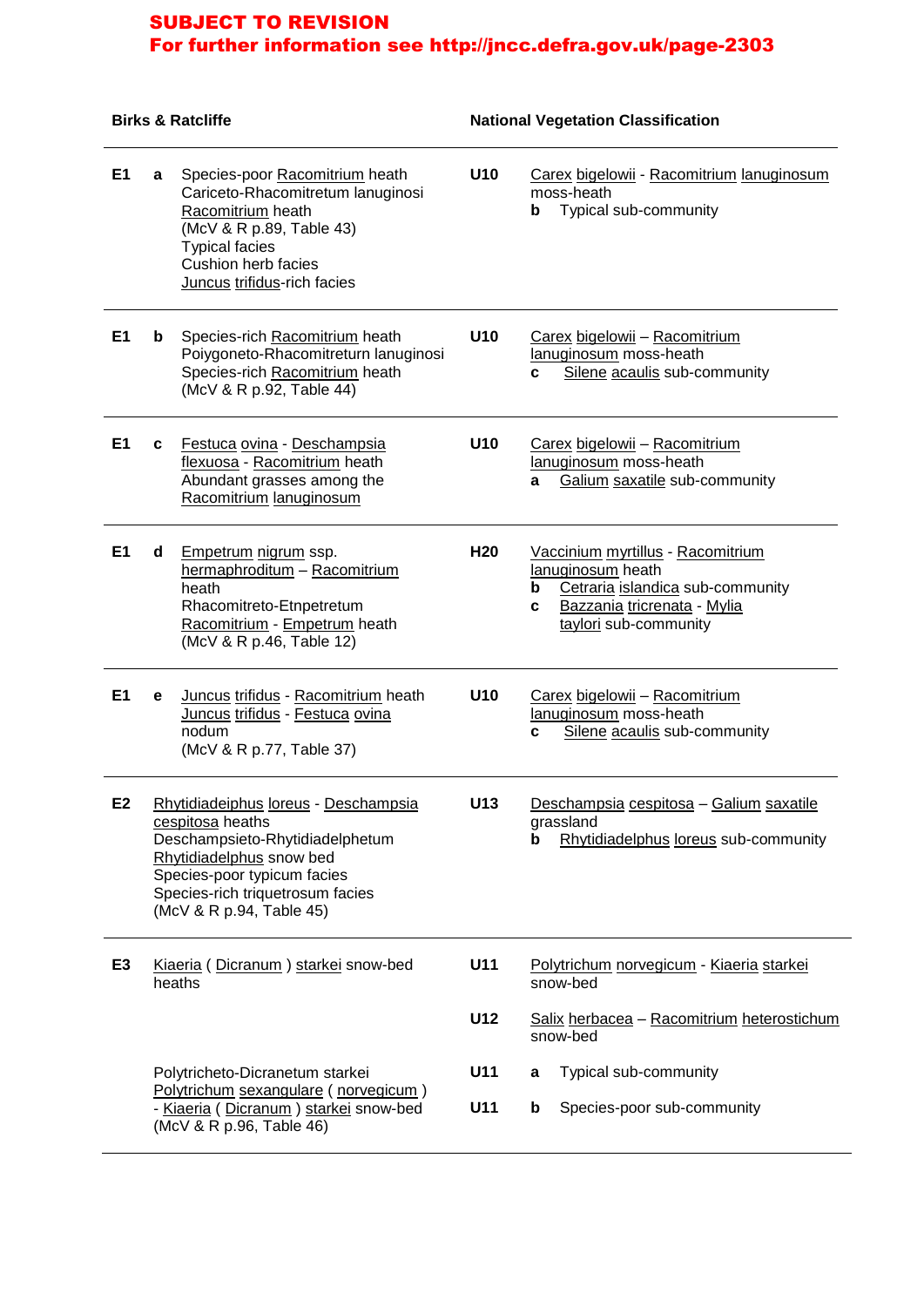**SUBJECT TO REVISION**
**For further information see http://jncc.defra.gov.uk/page-2303**

| Birks & Ratcliffe | | | National Vegetation Classification | |
|---|---|---|---|---|
| **E1** | **a** | Species-poor Racomitrium heath<br>Cariceto-Rhacomitretum lanuginosi<br>Racomitrium heath<br>(McV & R p.89, Table 43)<br>Typical facies<br>Cushion herb facies<br>Juncus trifidus-rich facies | **U10** | Carex bigelowii - Racomitrium lanuginosum moss-heath<br>**b** Typical sub-community |
| **E1** | **b** | Species-rich Racomitrium heath<br>Poiygoneto-Rhacomitreturn lanuginosi<br>Species-rich Racomitrium heath<br>(McV & R p.92, Table 44) | **U10** | Carex bigelowii – Racomitrium lanuginosum moss-heath<br>**c** Silene acaulis sub-community |
| **E1** | **c** | Festuca ovina - Deschampsia flexuosa - Racomitrium heath<br>Abundant grasses among the Racomitrium lanuginosum | **U10** | Carex bigelowii – Racomitrium lanuginosum moss-heath<br>**a** Galium saxatile sub-community |
| **E1** | **d** | Empetrum nigrum ssp. hermaphroditum – Racomitrium heath<br>Rhacomitreto-Etnpetretum<br>Racomitrium - Empetrum heath<br>(McV & R p.46, Table 12) | **H20** | Vaccinium myrtillus - Racomitrium lanuginosum heath<br>**b** Cetraria islandica sub-community<br>**c** Bazzania tricrenata - Mylia taylori sub-community |
| **E1** | **e** | Juncus trifidus - Racomitrium heath<br>Juncus trifidus - Festuca ovina nodum<br>(McV & R p.77, Table 37) | **U10** | Carex bigelowii – Racomitrium lanuginosum moss-heath<br>**c** Silene acaulis sub-community |
| **E2** | | Rhytidiadeiphus loreus - Deschampsia cespitosa heaths<br>Deschampsieto-Rhytidiadelphetum<br>Rhytidiadelphus snow bed<br>Species-poor typicum facies<br>Species-rich triquetrosum facies<br>(McV & R p.94, Table 45) | **U13** | Deschampsia cespitosa – Galium saxatile grassland<br>**b** Rhytidiadelphus loreus sub-community |
| **E3** | | Kiaeria ( Dicranum ) starkei snow-bed heaths | **U11** | Polytrichum norvegicum - Kiaeria starkei snow-bed |
| | | | **U12** | Salix herbacea – Racomitrium heterostichum snow-bed |
| | | Polytricheto-Dicranetum starkei<br>Polytrichum sexangulare ( norvegicum ) - Kiaeria ( Dicranum ) starkei snow-bed<br>(McV & R p.96, Table 46) | **U11** | **a** Typical sub-community |
| | | | **U11** | **b** Species-poor sub-community |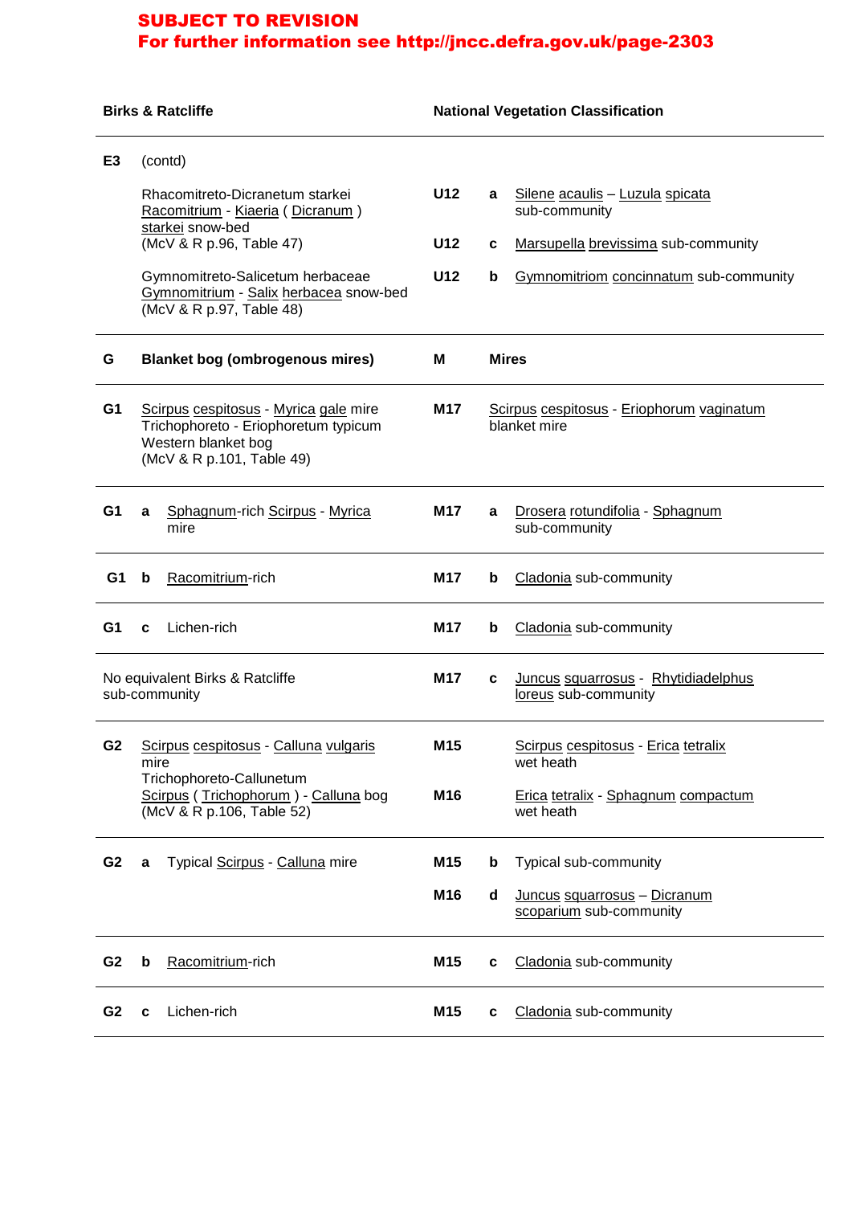**SUBJECT TO REVISION**
**For further information see http://jncc.defra.gov.uk/page-2303**

| Birks & Ratcliffe | | | National Vegetation Classification | | |
|---|---|---|---|---|---|
| **E3** | | (contd) | | | |
| | | Rhacomitreto-Dicranetum starkei Racomitrium - Kiaeria ( Dicranum ) starkei snow-bed (McV & R p.96, Table 47) | **U12** | **a** | Silene acaulis – Luzula spicata sub-community |
| | | | **U12** | **c** | Marsupella brevissima sub-community |
| | | Gymnomitreto-Salicetum herbaceae Gymnomitrium - Salix herbacea snow-bed (McV & R p.97, Table 48) | **U12** | **b** | Gymnomitriom concinnatum sub-community |
| **G** | | **Blanket bog (ombrogenous mires)** | **M** | | **Mires** |
| **G1** | | Scirpus cespitosus - Myrica gale mire Trichophoreto - Eriophoretum typicum Western blanket bog (McV & R p.101, Table 49) | **M17** | | Scirpus cespitosus - Eriophorum vaginatum blanket mire |
| **G1** | **a** | Sphagnum-rich Scirpus - Myrica mire | **M17** | **a** | Drosera rotundifolia - Sphagnum sub-community |
| **G1** | **b** | Racomitrium-rich | **M17** | **b** | Cladonia sub-community |
| **G1** | **c** | Lichen-rich | **M17** | **b** | Cladonia sub-community |
| No equivalent Birks & Ratcliffe sub-community | | | **M17** | **c** | Juncus squarrosus - Rhytidiadelphus loreus sub-community |
| **G2** | | Scirpus cespitosus - Calluna vulgaris mire Trichophoreto-Callunetum Scirpus ( Trichophorum ) - Calluna bog (McV & R p.106, Table 52) | **M15** | | Scirpus cespitosus - Erica tetralix wet heath |
| | | | **M16** | | Erica tetralix - Sphagnum compactum wet heath |
| **G2** | **a** | Typical Scirpus - Calluna mire | **M15** | **b** | Typical sub-community |
| | | | **M16** | **d** | Juncus squarrosus – Dicranum scoparium sub-community |
| **G2** | **b** | Racomitrium-rich | **M15** | **c** | Cladonia sub-community |
| **G2** | **c** | Lichen-rich | **M15** | **c** | Cladonia sub-community |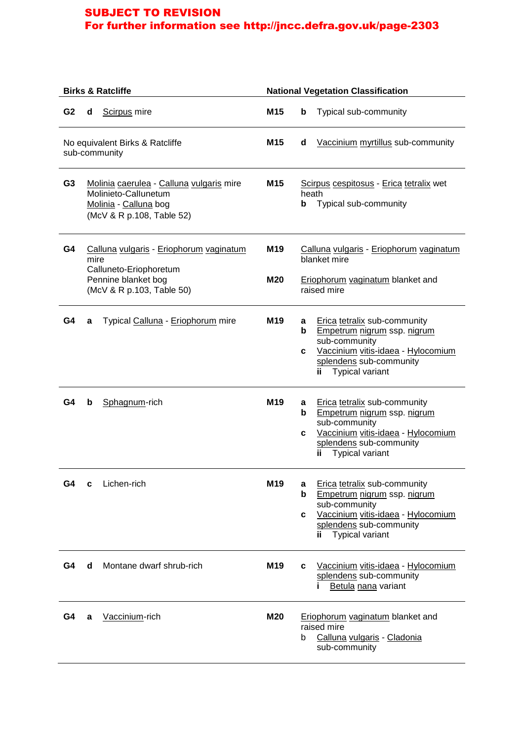**SUBJECT TO REVISION**
**For further information see http://jncc.defra.gov.uk/page-2303**

| Birks & Ratcliffe | National Vegetation Classification |
|---|---|
| **G2** **d** Scirpus mire | **M15** **b** Typical sub-community |
| No equivalent Birks & Ratcliffe sub-community | **M15** **d** Vaccinium myrtillus sub-community |
| **G3** Molinia caerulea - Calluna vulgaris mire<br>Molinieto-Callunetum<br>Molinia - Calluna bog<br>(McV & R p.108, Table 52) | **M15** Scirpus cespitosus - Erica tetralix wet heath<br>**b** Typical sub-community |
| **G4** Calluna vulgaris - Eriophorum vaginatum mire<br>Calluneto-Eriophoretum<br>Pennine blanket bog<br>(McV & R p.103, Table 50) | **M19** Calluna vulgaris - Eriophorum vaginatum blanket mire<br><br>**M20** Eriophorum vaginatum blanket and raised mire |
| **G4** **a** Typical Calluna - Eriophorum mire | **M19** **a** Erica tetralix sub-community<br>**b** Empetrum nigrum ssp. nigrum sub-community<br>**c** Vaccinium vitis-idaea - Hylocomium splendens sub-community<br>**ii** Typical variant |
| **G4** **b** Sphagnum-rich | **M19** **a** Erica tetralix sub-community<br>**b** Empetrum nigrum ssp. nigrum sub-community<br>**c** Vaccinium vitis-idaea - Hylocomium splendens sub-community<br>**ii** Typical variant |
| **G4** **c** Lichen-rich | **M19** **a** Erica tetralix sub-community<br>**b** Empetrum nigrum ssp. nigrum sub-community<br>**c** Vaccinium vitis-idaea - Hylocomium splendens sub-community<br>**ii** Typical variant |
| **G4** **d** Montane dwarf shrub-rich | **M19** **c** Vaccinium vitis-idaea - Hylocomium splendens sub-community<br>**i** Betula nana variant |
| **G4** **a** Vaccinium-rich | **M20** Eriophorum vaginatum blanket and raised mire<br>b Calluna vulgaris - Cladonia sub-community |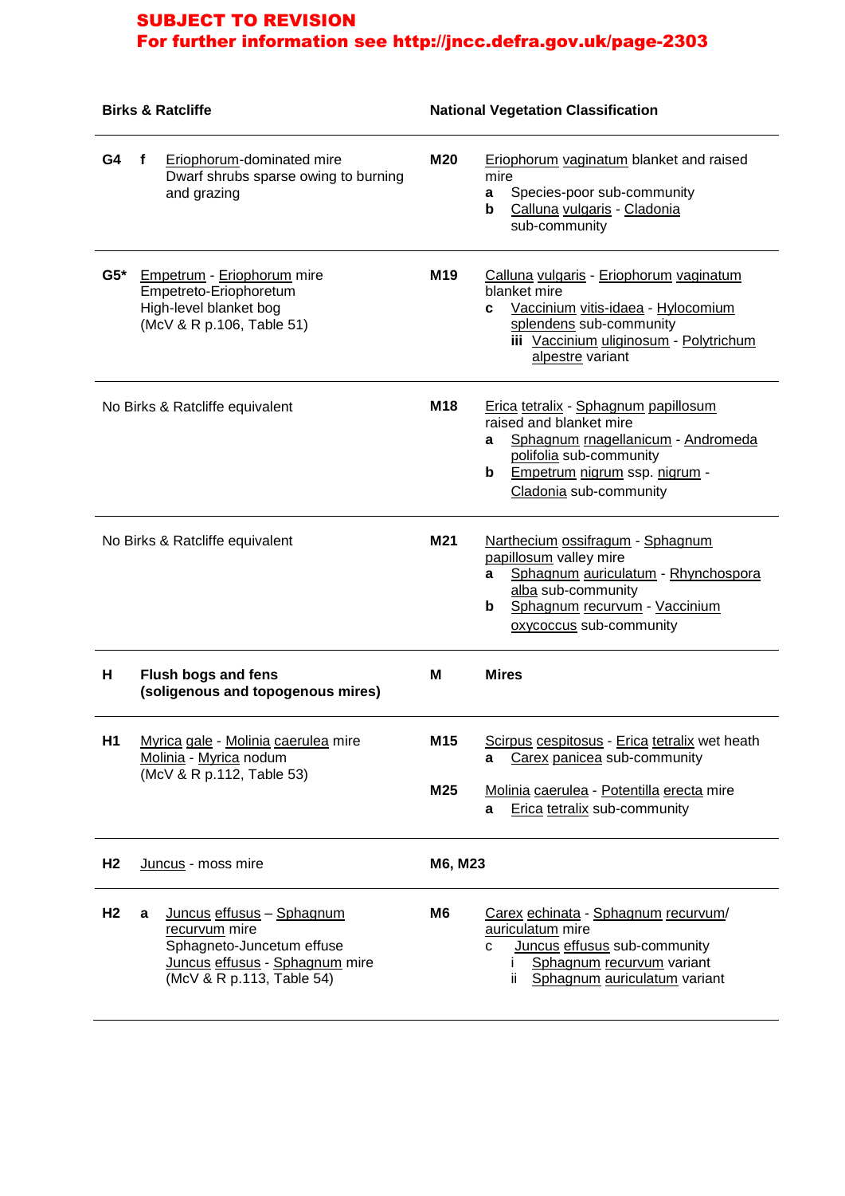**SUBJECT TO REVISION**
**For further information see http://jncc.defra.gov.uk/page-2303**

| Birks & Ratcliffe | | National Vegetation Classification | |
|---|---|---|---|
| **G4 f** | Eriophorum-dominated mire<br>Dwarf shrubs sparse owing to burning and grazing | **M20** | Eriophorum vaginatum blanket and raised mire<br>**a** Species-poor sub-community<br>**b** Calluna vulgaris - Cladonia sub-community |
| **G5*** | Empetrum - Eriophorum mire<br>Empetreto-Eriophoretum<br>High-level blanket bog<br>(McV & R p.106, Table 51) | **M19** | Calluna vulgaris - Eriophorum vaginatum blanket mire<br>**c** Vaccinium vitis-idaea - Hylocomium splendens sub-community<br>**iii** Vaccinium uliginosum - Polytrichum alpestre variant |
| No Birks & Ratcliffe equivalent | | **M18** | Erica tetralix - Sphagnum papillosum raised and blanket mire<br>**a** Sphagnum rnagellanicum - Andromeda polifolia sub-community<br>**b** Empetrum nigrum ssp. nigrum - Cladonia sub-community |
| No Birks & Ratcliffe equivalent | | **M21** | Narthecium ossifragum - Sphagnum papillosum valley mire<br>**a** Sphagnum auriculatum - Rhynchospora alba sub-community<br>**b** Sphagnum recurvum - Vaccinium oxycoccus sub-community |
| **H** | **Flush bogs and fens (soligenous and topogenous mires)** | **M** | **Mires** |
| **H1** | Myrica gale - Molinia caerulea mire<br>Molinia - Myrica nodum<br>(McV & R p.112, Table 53) | **M15**<br><br>**M25** | Scirpus cespitosus - Erica tetralix wet heath<br>**a** Carex panicea sub-community<br><br>Molinia caerulea - Potentilla erecta mire<br>**a** Erica tetralix sub-community |
| **H2** | Juncus - moss mire | **M6, M23** | |
| **H2 a** | Juncus effusus – Sphagnum recurvum mire<br>Sphagneto-Juncetum effuse<br>Juncus effusus - Sphagnum mire<br>(McV & R p.113, Table 54) | **M6** | Carex echinata - Sphagnum recurvum/ auriculatum mire<br>c Juncus effusus sub-community<br>i Sphagnum recurvum variant<br>ii Sphagnum auriculatum variant |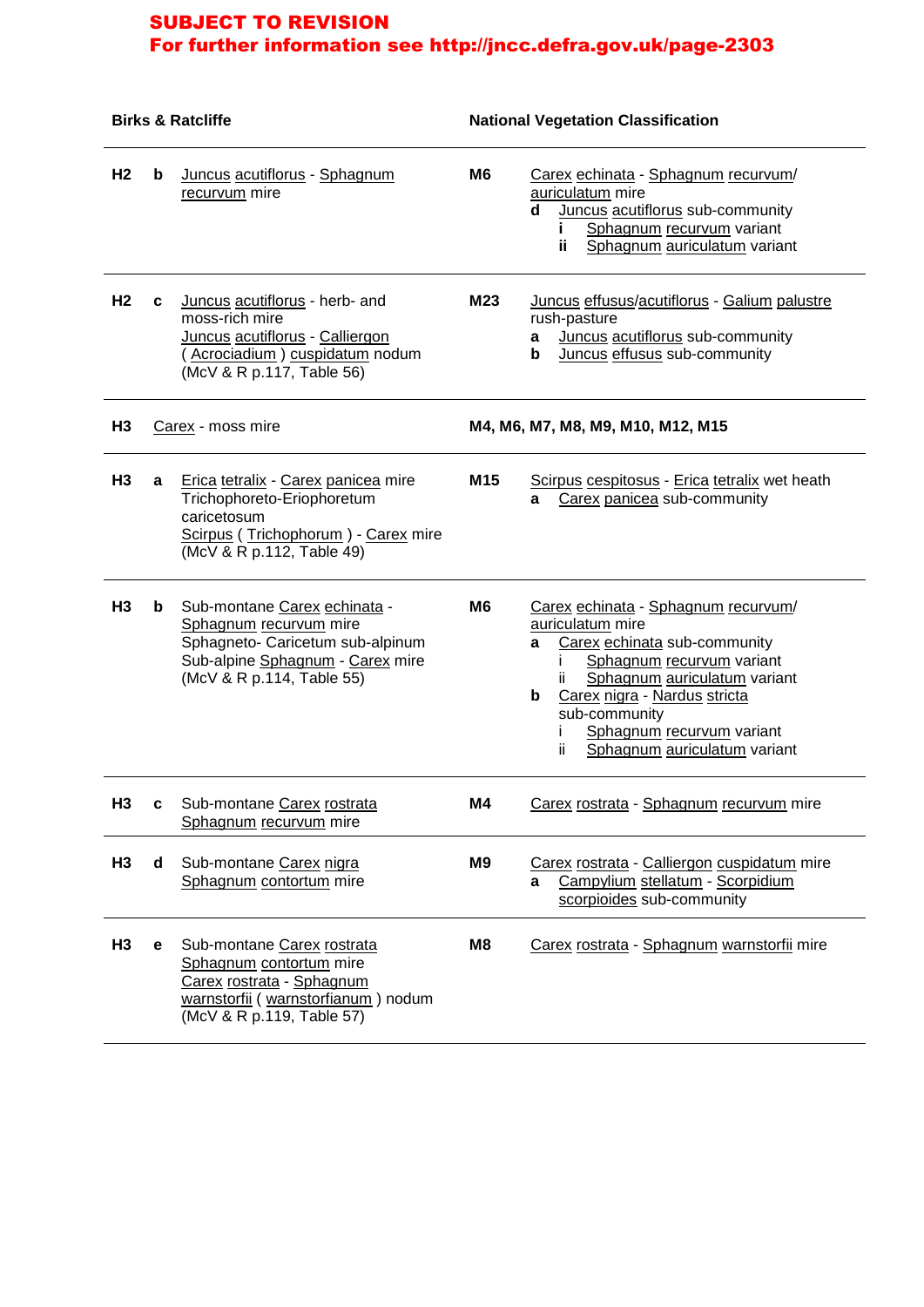**SUBJECT TO REVISION**
**For further information see http://jncc.defra.gov.uk/page-2303**

| Birks & Ratcliffe | | | National Vegetation Classification | |
|---|---|---|---|---|
| H2 | b | Juncus acutiflorus - Sphagnum recurvum mire | M6 | Carex echinata - Sphagnum recurvum/ auriculatum mire<br>**d** Juncus acutiflorus sub-community<br>**i** Sphagnum recurvum variant<br>**ii** Sphagnum auriculatum variant |
| H2 | c | Juncus acutiflorus - herb- and moss-rich mire<br>Juncus acutiflorus - Calliergon ( Acrociadium ) cuspidatum nodum<br>(McV & R p.117, Table 56) | M23 | Juncus effusus/acutiflorus - Galium palustre rush-pasture<br>**a** Juncus acutiflorus sub-community<br>**b** Juncus effusus sub-community |
| H3 | | Carex - moss mire | **M4, M6, M7, M8, M9, M10, M12, M15** | |
| H3 | a | Erica tetralix - Carex panicea mire<br>Trichophoreto-Eriophoretum caricetosum<br>Scirpus ( Trichophorum ) - Carex mire<br>(McV & R p.112, Table 49) | M15 | Scirpus cespitosus - Erica tetralix wet heath<br>**a** Carex panicea sub-community |
| H3 | b | Sub-montane Carex echinata - Sphagnum recurvum mire<br>Sphagneto- Caricetum sub-alpinum<br>Sub-alpine Sphagnum - Carex mire<br>(McV & R p.114, Table 55) | M6 | Carex echinata - Sphagnum recurvum/ auriculatum mire<br>**a** Carex echinata sub-community<br>i Sphagnum recurvum variant<br>ii Sphagnum auriculatum variant<br>**b** Carex nigra - Nardus stricta sub-community<br>i Sphagnum recurvum variant<br>ii Sphagnum auriculatum variant |
| H3 | c | Sub-montane Carex rostrata Sphagnum recurvum mire | M4 | Carex rostrata - Sphagnum recurvum mire |
| H3 | d | Sub-montane Carex nigra Sphagnum contortum mire | M9 | Carex rostrata - Calliergon cuspidatum mire<br>**a** Campylium stellatum - Scorpidium scorpioides sub-community |
| H3 | e | Sub-montane Carex rostrata Sphagnum contortum mire<br>Carex rostrata - Sphagnum warnstorfii ( warnstorfianum ) nodum<br>(McV & R p.119, Table 57) | M8 | Carex rostrata - Sphagnum warnstorfii mire |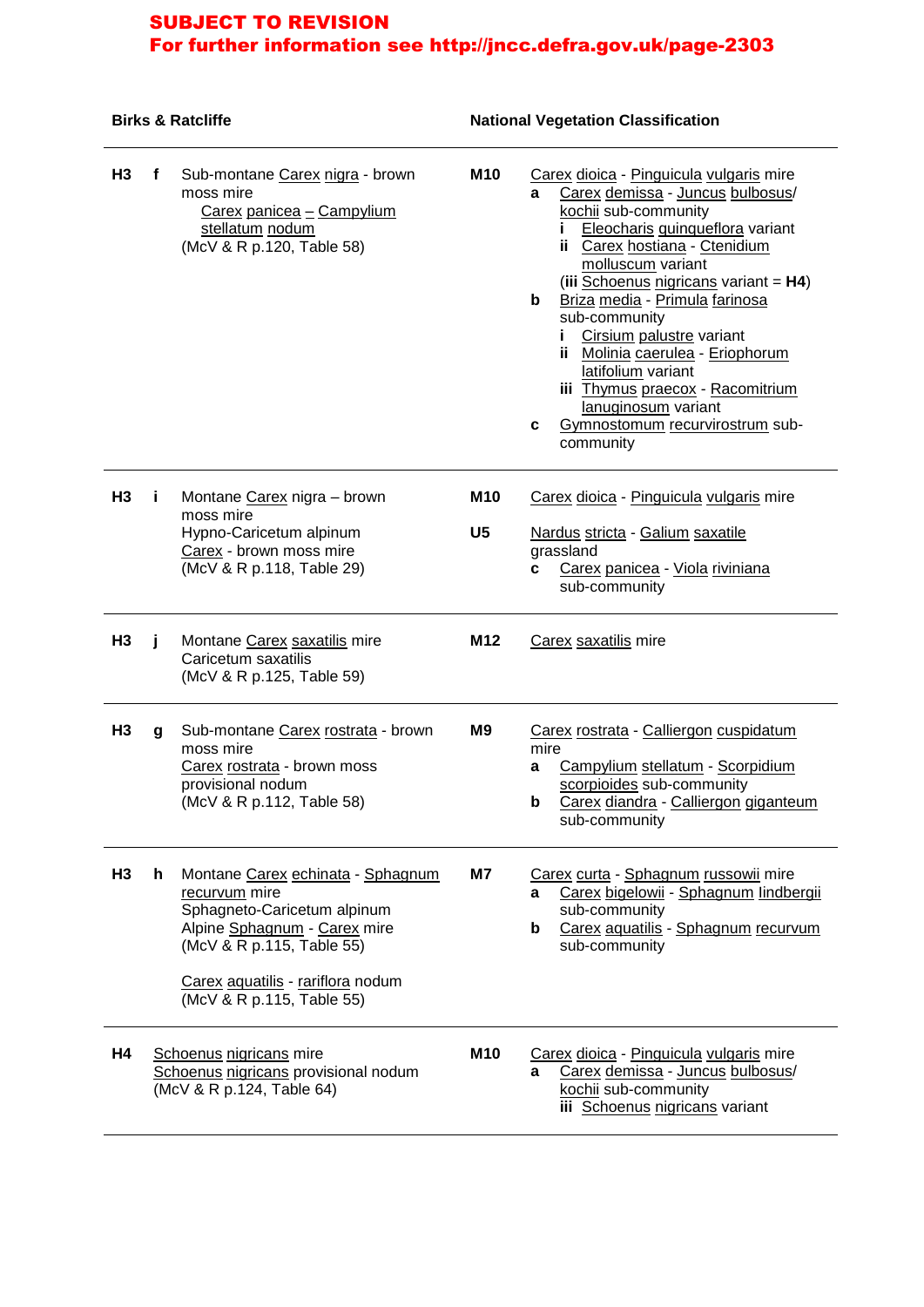**SUBJECT TO REVISION**
**For further information see http://jncc.defra.gov.uk/page-2303**

| Birks & Ratcliffe | | | National Vegetation Classification | |
|---|---|---|---|---|
| **H3** | **f** | Sub-montane Carex nigra - brown moss mire<br>Carex panicea – Campylium stellatum nodum<br>(McV & R p.120, Table 58) | **M10** | Carex dioica - Pinguicula vulgaris mire<br>**a** Carex demissa - Juncus bulbosus/ kochii sub-community<br>**i** Eleocharis quinqueflora variant<br>**ii** Carex hostiana - Ctenidium molluscum variant<br>(**iii** Schoenus nigricans variant = **H4**)<br>**b** Briza media - Primula farinosa sub-community<br>**i** Cirsium palustre variant<br>**ii** Molinia caerulea - Eriophorum latifolium variant<br>**iii** Thymus praecox - Racomitrium lanuginosum variant<br>**c** Gymnostomum recurvirostrum sub-community |
| **H3** | **i** | Montane Carex nigra – brown moss mire<br>Hypno-Caricetum alpinum<br>Carex - brown moss mire<br>(McV & R p.118, Table 29) | **M10**<br><br>**U5** | Carex dioica - Pinguicula vulgaris mire<br><br>Nardus stricta - Galium saxatile grassland<br>**c** Carex panicea - Viola riviniana sub-community |
| **H3** | **j** | Montane Carex saxatilis mire<br>Caricetum saxatilis<br>(McV & R p.125, Table 59) | **M12** | Carex saxatilis mire |
| **H3** | **g** | Sub-montane Carex rostrata - brown moss mire<br>Carex rostrata - brown moss provisional nodum<br>(McV & R p.112, Table 58) | **M9** | Carex rostrata - Calliergon cuspidatum mire<br>**a** Campylium stellatum - Scorpidium scorpioides sub-community<br>**b** Carex diandra - Calliergon giganteum sub-community |
| **H3** | **h** | Montane Carex echinata - Sphagnum recurvum mire<br>Sphagneto-Caricetum alpinum<br>Alpine Sphagnum - Carex mire<br>(McV & R p.115, Table 55)<br><br>Carex aquatilis - rariflora nodum<br>(McV & R p.115, Table 55) | **M7** | Carex curta - Sphagnum russowii mire<br>**a** Carex bigelowii - Sphagnum lindbergii sub-community<br>**b** Carex aquatilis - Sphagnum recurvum sub-community |
| **H4** | | Schoenus nigricans mire<br>Schoenus nigricans provisional nodum<br>(McV & R p.124, Table 64) | **M10** | Carex dioica - Pinguicula vulgaris mire<br>**a** Carex demissa - Juncus bulbosus/ kochii sub-community<br>**iii** Schoenus nigricans variant |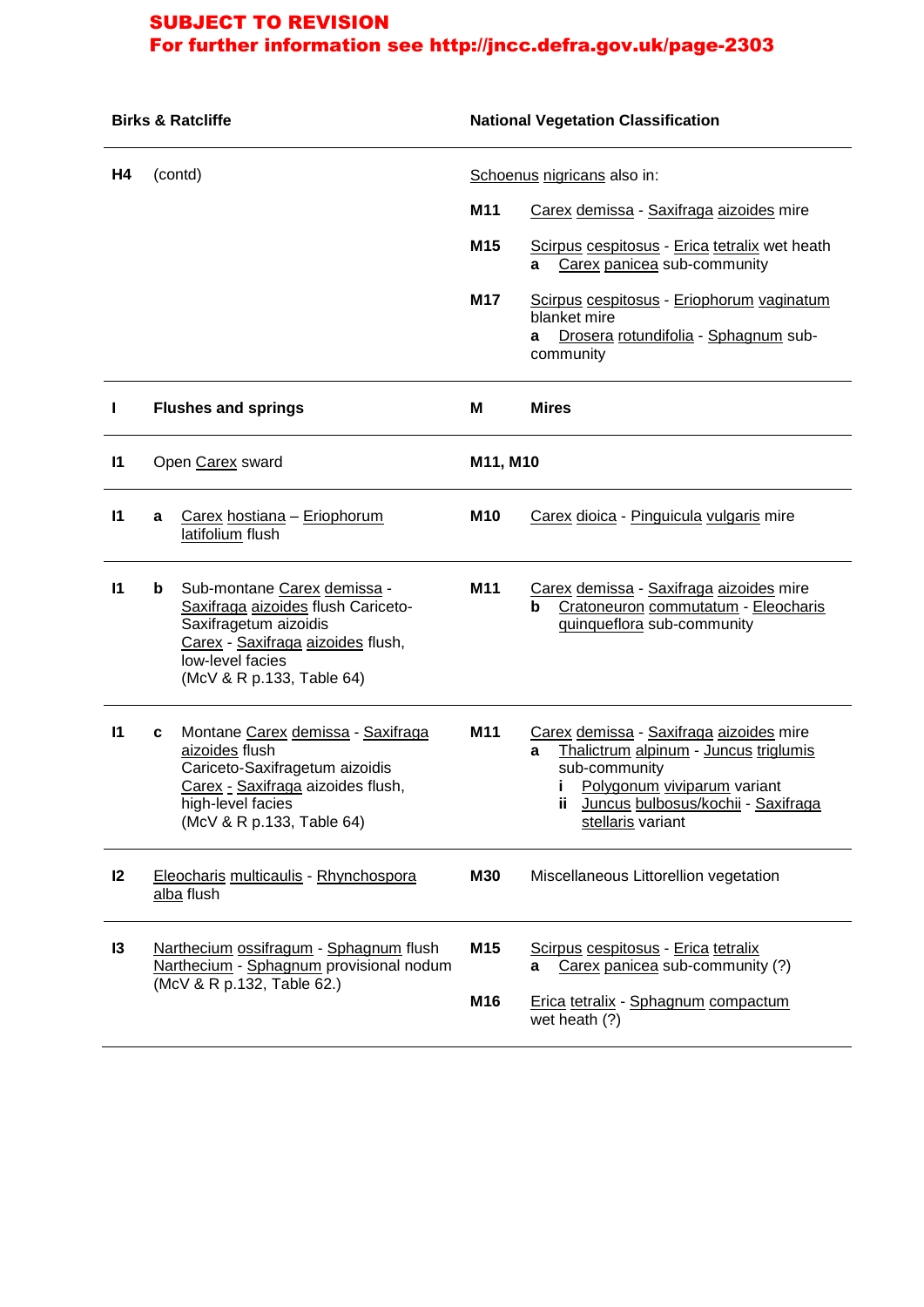**SUBJECT TO REVISION**
**For further information see http://jncc.defra.gov.uk/page-2303**

| Birks & Ratcliffe | | National Vegetation Classification | |
|---|---|---|---|
| **H4** | (contd) | | Schoenus nigricans also in: |
| | | **M11** | Carex demissa - Saxifraga aizoides mire |
| | | **M15** | Scirpus cespitosus - Erica tetralix wet heath<br>**a** Carex panicea sub-community |
| | | **M17** | Scirpus cespitosus - Eriophorum vaginatum blanket mire<br>**a** Drosera rotundifolia - Sphagnum sub-community |
| **I** | **Flushes and springs** | **M** | **Mires** |
| **I1** | Open Carex sward | **M11, M10** | |
| **I1** | **a** Carex hostiana – Eriophorum latifolium flush | **M10** | Carex dioica - Pinguicula vulgaris mire |
| **I1** | **b** Sub-montane Carex demissa - Saxifraga aizoides flush Cariceto-Saxifragetum aizoidis<br>Carex - Saxifraga aizoides flush, low-level facies<br>(McV & R p.133, Table 64) | **M11** | Carex demissa - Saxifraga aizoides mire<br>**b** Cratoneuron commutatum - Eleocharis quinqueflora sub-community |
| **I1** | **c** Montane Carex demissa - Saxifraga aizoides flush<br>Cariceto-Saxifragetum aizoidis<br>Carex - Saxifraga aizoides flush, high-level facies<br>(McV & R p.133, Table 64) | **M11** | Carex demissa - Saxifraga aizoides mire<br>**a** Thalictrum alpinum - Juncus triglumis sub-community<br>**i** Polygonum viviparum variant<br>**ii** Juncus bulbosus/kochii - Saxifraga stellaris variant |
| **I2** | Eleocharis multicaulis - Rhynchospora alba flush | **M30** | Miscellaneous Littorellion vegetation |
| **I3** | Narthecium ossifragum - Sphagnum flush<br>Narthecium - Sphagnum provisional nodum<br>(McV & R p.132, Table 62.) | **M15** | Scirpus cespitosus - Erica tetralix<br>**a** Carex panicea sub-community (?) |
| | | **M16** | Erica tetralix - Sphagnum compactum wet heath (?) |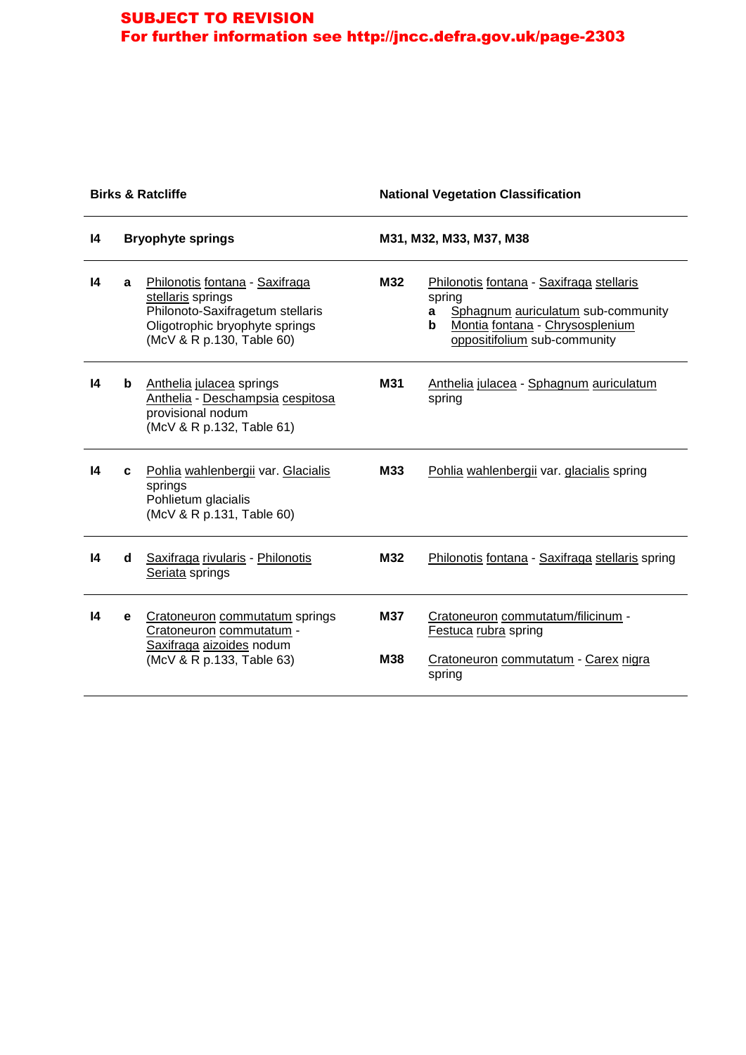**SUBJECT TO REVISION**
**For further information see http://jncc.defra.gov.uk/page-2303**

| Birks & Ratcliffe | | | National Vegetation Classification | |
|---|---|---|---|---|
| **I4** | | **Bryophyte springs** | **M31, M32, M33, M37, M38** | |
| **I4** | **a** | Philonotis fontana - Saxifraga stellaris springs<br>Philonoto-Saxifragetum stellaris<br>Oligotrophic bryophyte springs<br>(McV & R p.130, Table 60) | **M32** | Philonotis fontana - Saxifraga stellaris spring<br>**a** Sphagnum auriculatum sub-community<br>**b** Montia fontana - Chrysosplenium oppositifolium sub-community |
| **I4** | **b** | Anthelia julacea springs<br>Anthelia - Deschampsia cespitosa provisional nodum<br>(McV & R p.132, Table 61) | **M31** | Anthelia julacea - Sphagnum auriculatum spring |
| **I4** | **c** | Pohlia wahlenbergii var. Glacialis springs<br>Pohlietum glacialis<br>(McV & R p.131, Table 60) | **M33** | Pohlia wahlenbergii var. glacialis spring |
| **I4** | **d** | Saxifraga rivularis - Philonotis Seriata springs | **M32** | Philonotis fontana - Saxifraga stellaris spring |
| **I4** | **e** | Cratoneuron commutatum springs<br>Cratoneuron commutatum - Saxifraga aizoides nodum<br>(McV & R p.133, Table 63) | **M37**<br><br>**M38** | Cratoneuron commutatum/filicinum - Festuca rubra spring<br><br>Cratoneuron commutatum - Carex nigra spring |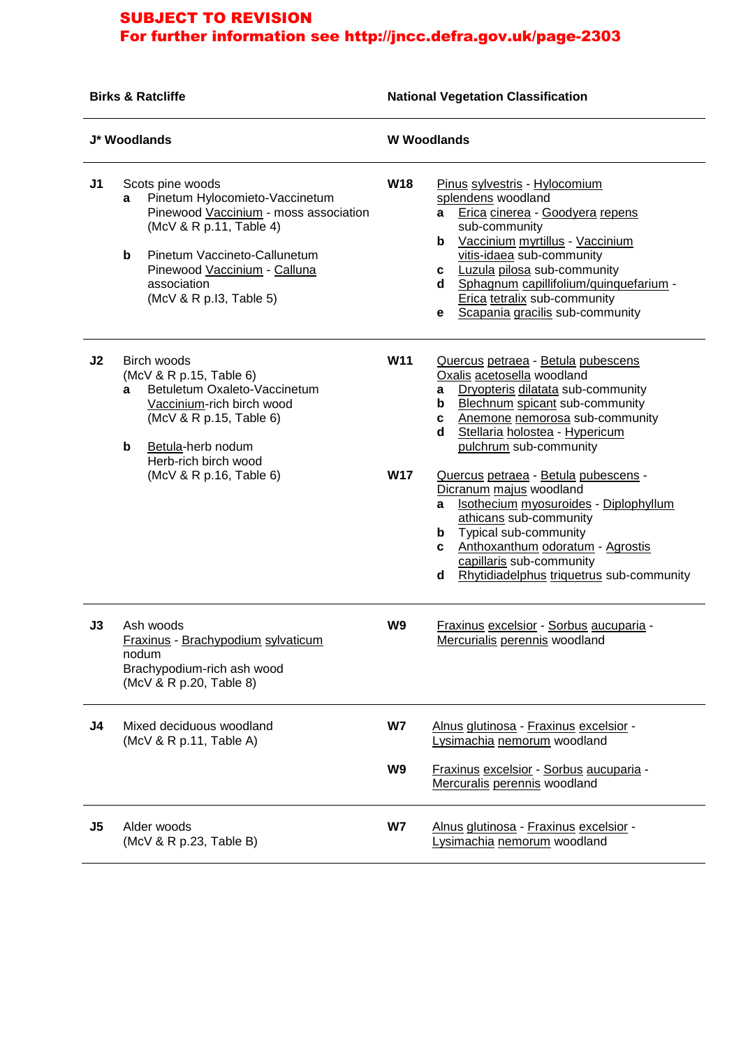**SUBJECT TO REVISION**
**For further information see http://jncc.defra.gov.uk/page-2303**

| Birks & Ratcliffe | | National Vegetation Classification | |
|---|---|---|---|
| **J* Woodlands** | | **W Woodlands** | |
| **J1** | Scots pine woods<br>**a** Pinetum Hylocomieto-Vaccinetum Pinewood Vaccinium - moss association (McV & R p.11, Table 4)<br><br>**b** Pinetum Vacclneto-Callunetum Pinewood Vaccinium - Calluna association (McV & R p.I3, Table 5) | **W18** | Pinus sylvestris - Hylocomium splendens woodland<br>**a** Erica cinerea - Goodyera repens sub-community<br>**b** Vaccinium myrtillus - Vaccinium vitis-idaea sub-community<br>**c** Luzula pilosa sub-community<br>**d** Sphagnum capillifolium/quinquefarium - Erica tetralix sub-community<br>**e** Scapania gracilis sub-community |
| **J2** | Birch woods (McV & R p.15, Table 6)<br>**a** Betuletum Oxaleto-Vaccinetum Vaccinium-rich birch wood (McV & R p.15, Table 6)<br><br>**b** Betula-herb nodum Herb-rich birch wood (McV & R p.16, Table 6) | **W11** | Quercus petraea - Betula pubescens Oxalis acetosella woodland<br>**a** Dryopteris dilatata sub-community<br>**b** Blechnum spicant sub-community<br>**c** Anemone nemorosa sub-community<br>**d** Stellaria holostea - Hypericum pulchrum sub-community |
| | | **W17** | Quercus petraea - Betula pubescens - Dicranum majus woodland<br>**a** Isothecium myosuroides - Diplophyllum athicans sub-community<br>**b** Typical sub-community<br>**c** Anthoxanthum odoratum - Agrostis capillaris sub-community<br>**d** Rhytidiadelphus triquetrus sub-community |
| **J3** | Ash woods<br>Fraxinus - Brachypodium sylvaticum nodum<br>Brachypodium-rich ash wood<br>(McV & R p.20, Table 8) | **W9** | Fraxinus excelsior - Sorbus aucuparia - Mercurialis perennis woodland |
| **J4** | Mixed deciduous woodland (McV & R p.11, Table A) | **W7** | Alnus glutinosa - Fraxinus excelsior - Lysimachia nemorum woodland |
| | | **W9** | Fraxinus excelsior - Sorbus aucuparia - Mercuralis perennis woodland |
| **J5** | Alder woods (McV & R p.23, Table B) | **W7** | Alnus glutinosa - Fraxinus excelsior - Lysimachia nemorum woodland |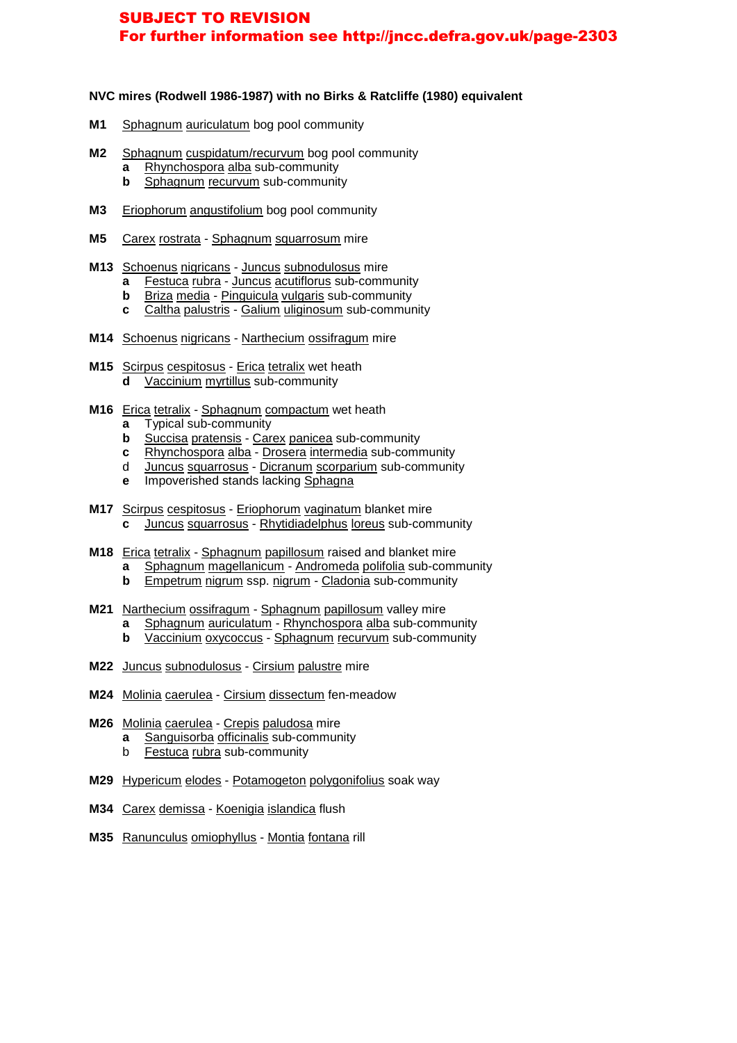**SUBJECT TO REVISION**
**For further information see http://jncc.defra.gov.uk/page-2303**

**NVC mires (Rodwell 1986-1987) with no Birks & Ratcliffe (1980) equivalent**

**M1** Sphagnum auriculatum bog pool community

**M2** Sphagnum cuspidatum/recurvum bog pool community
- **a** Rhynchospora alba sub-community
- **b** Sphagnum recurvum sub-community

**M3** Eriophorum angustifolium bog pool community

**M5** Carex rostrata - Sphagnum squarrosum mire

**M13** Schoenus nigricans - Juncus subnodulosus mire
- **a** Festuca rubra - Juncus acutiflorus sub-community
- **b** Briza media - Pinguicula vulgaris sub-community
- **c** Caltha palustris - Galium uliginosum sub-community

**M14** Schoenus nigricans - Narthecium ossifragum mire

**M15** Scirpus cespitosus - Erica tetralix wet heath
- **d** Vaccinium myrtillus sub-community

**M16** Erica tetralix - Sphagnum compactum wet heath
- **a** Typical sub-community
- **b** Succisa pratensis - Carex panicea sub-community
- **c** Rhynchospora alba - Drosera intermedia sub-community
- d Juncus squarrosus - Dicranum scorparium sub-community
- **e** Impoverished stands lacking Sphagna

**M17** Scirpus cespitosus - Eriophorum vaginatum blanket mire
- **c** Juncus squarrosus - Rhytidiadelphus loreus sub-community

**M18** Erica tetralix - Sphagnum papillosum raised and blanket mire
- **a** Sphagnum magellanicum - Andromeda polifolia sub-community
- **b** Empetrum nigrum ssp. nigrum - Cladonia sub-community

**M21** Narthecium ossifragum - Sphagnum papillosum valley mire
- **a** Sphagnum auriculatum - Rhynchospora alba sub-community
- **b** Vaccinium oxycoccus - Sphagnum recurvum sub-community

**M22** Juncus subnodulosus - Cirsium palustre mire

**M24** Molinia caerulea - Cirsium dissectum fen-meadow

**M26** Molinia caerulea - Crepis paludosa mire
- **a** Sanguisorba officinalis sub-community
- b Festuca rubra sub-community

**M29** Hypericum elodes - Potamogeton polygonifolius soak way

**M34** Carex demissa - Koenigia islandica flush

**M35** Ranunculus omiophyllus - Montia fontana rill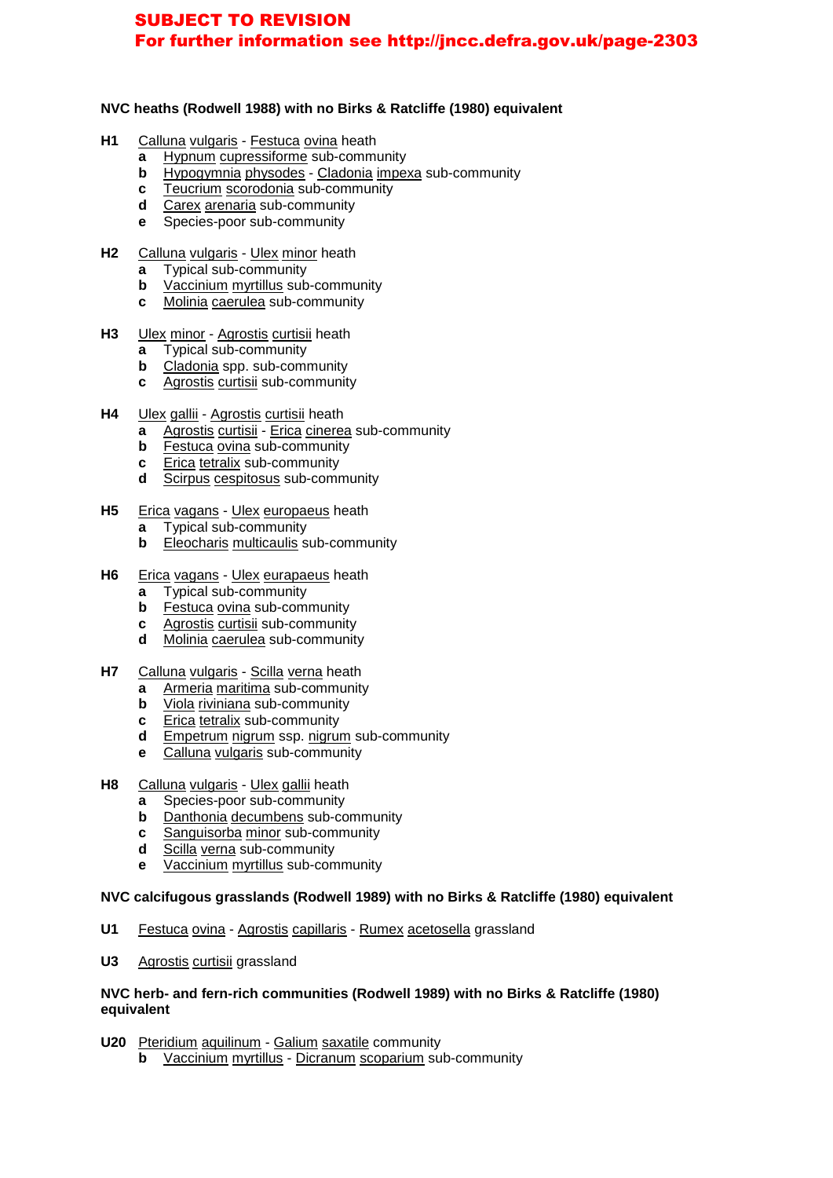**SUBJECT TO REVISION**
**For further information see http://jncc.defra.gov.uk/page-2303**

**NVC heaths (Rodwell 1988) with no Birks & Ratcliffe (1980) equivalent**

**H1** Calluna vulgaris - Festuca ovina heath
- **a** Hypnum cupressiforme sub-community
- **b** Hypogymnia physodes - Cladonia impexa sub-community
- **c** Teucrium scorodonia sub-community
- **d** Carex arenaria sub-community
- **e** Species-poor sub-community

**H2** Calluna vulgaris - Ulex minor heath
- **a** Typical sub-community
- **b** Vaccinium myrtillus sub-community
- **c** Molinia caerulea sub-community

**H3** Ulex minor - Agrostis curtisii heath
- **a** Typical sub-community
- **b** Cladonia spp. sub-community
- **c** Agrostis curtisii sub-community

**H4** Ulex gallii - Agrostis curtisii heath
- **a** Agrostis curtisii - Erica cinerea sub-community
- **b** Festuca ovina sub-community
- **c** Erica tetralix sub-community
- **d** Scirpus cespitosus sub-community

**H5** Erica vagans - Ulex europaeus heath
- **a** Typical sub-community
- **b** Eleocharis multicaulis sub-community

**H6** Erica vagans - Ulex eurapaeus heath
- **a** Typical sub-community
- **b** Festuca ovina sub-community
- **c** Agrostis curtisii sub-community
- **d** Molinia caerulea sub-community

**H7** Calluna vulgaris - Scilla verna heath
- **a** Armeria maritima sub-community
- **b** Viola riviniana sub-community
- **c** Erica tetralix sub-community
- **d** Empetrum nigrum ssp. nigrum sub-community
- **e** Calluna vulgaris sub-community

**H8** Calluna vulgaris - Ulex gallii heath
- **a** Species-poor sub-community
- **b** Danthonia decumbens sub-community
- **c** Sanguisorba minor sub-community
- **d** Scilla verna sub-community
- **e** Vaccinium myrtillus sub-community

**NVC calcifugous grasslands (Rodwell 1989) with no Birks & Ratcliffe (1980) equivalent**

**U1** Festuca ovina - Agrostis capillaris - Rumex acetosella grassland

**U3** Agrostis curtisii grassland

**NVC herb- and fern-rich communities (Rodwell 1989) with no Birks & Ratcliffe (1980) equivalent**

**U20** Pteridium aquilinum - Galium saxatile community
- **b** Vaccinium myrtillus - Dicranum scoparium sub-community